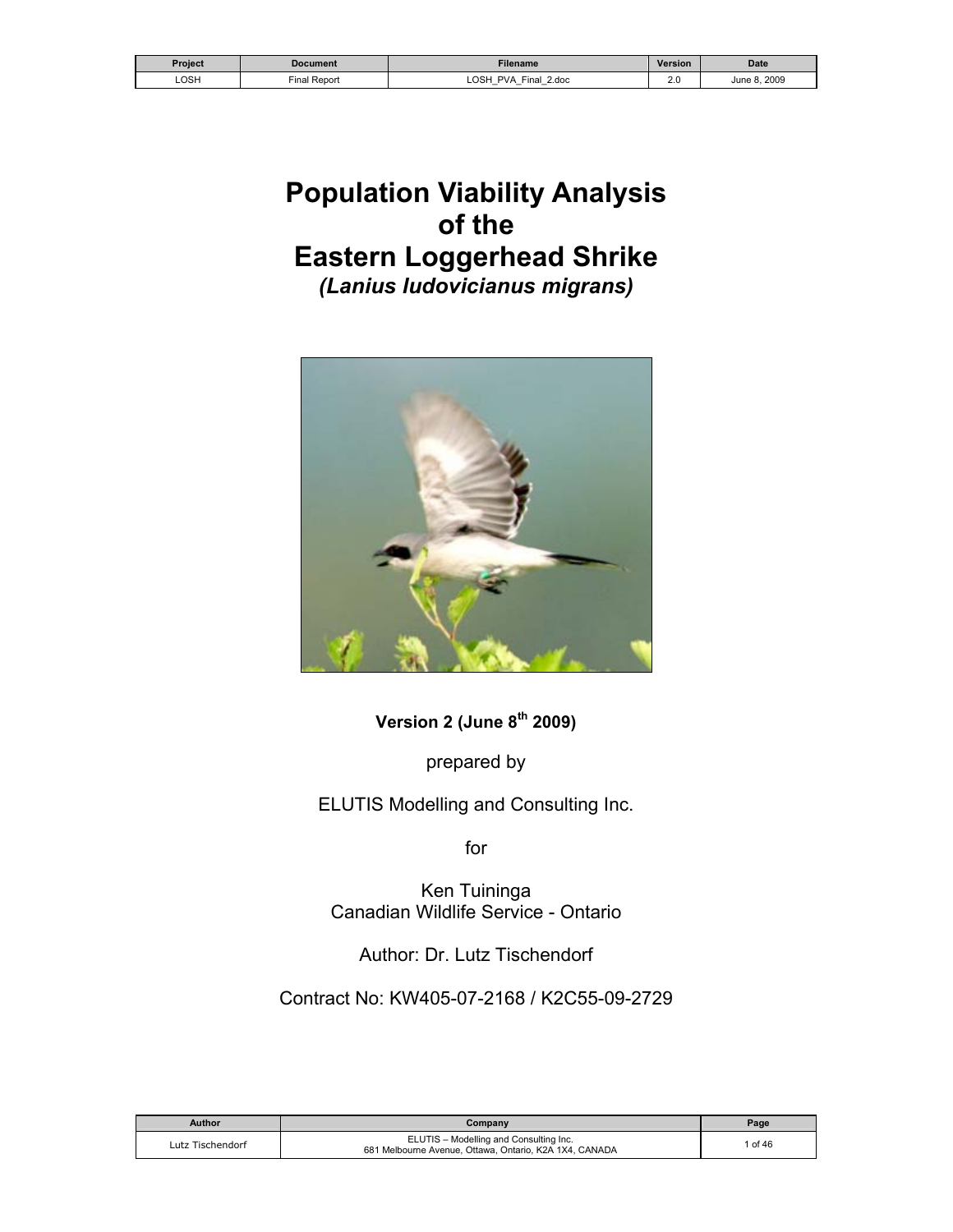| Project | Document | Filename | Version | Date |
|---|---|---|---|---|
| LOSH | Final Report | LOSH_PVA_Final_2.doc | 2.0 | June 8, 2009 |

# Population Viability Analysis of the Eastern Loggerhead Shrike

***(Lanius ludovicianus migrans)***

**Version 2 (June 8th 2009)**

prepared by

ELUTIS Modelling and Consulting Inc.

for

Ken Tuininga
Canadian Wildlife Service - Ontario

Author: Dr. Lutz Tischendorf

Contract No: KW405-07-2168 / K2C55-09-2729

| Author | Company |
|---|---|
| Lutz Tischendorf | ELUTIS – Modelling and Consulting Inc. 681 Melbourne Avenue, Ottawa, Ontario, K2A 1X4, CANADA |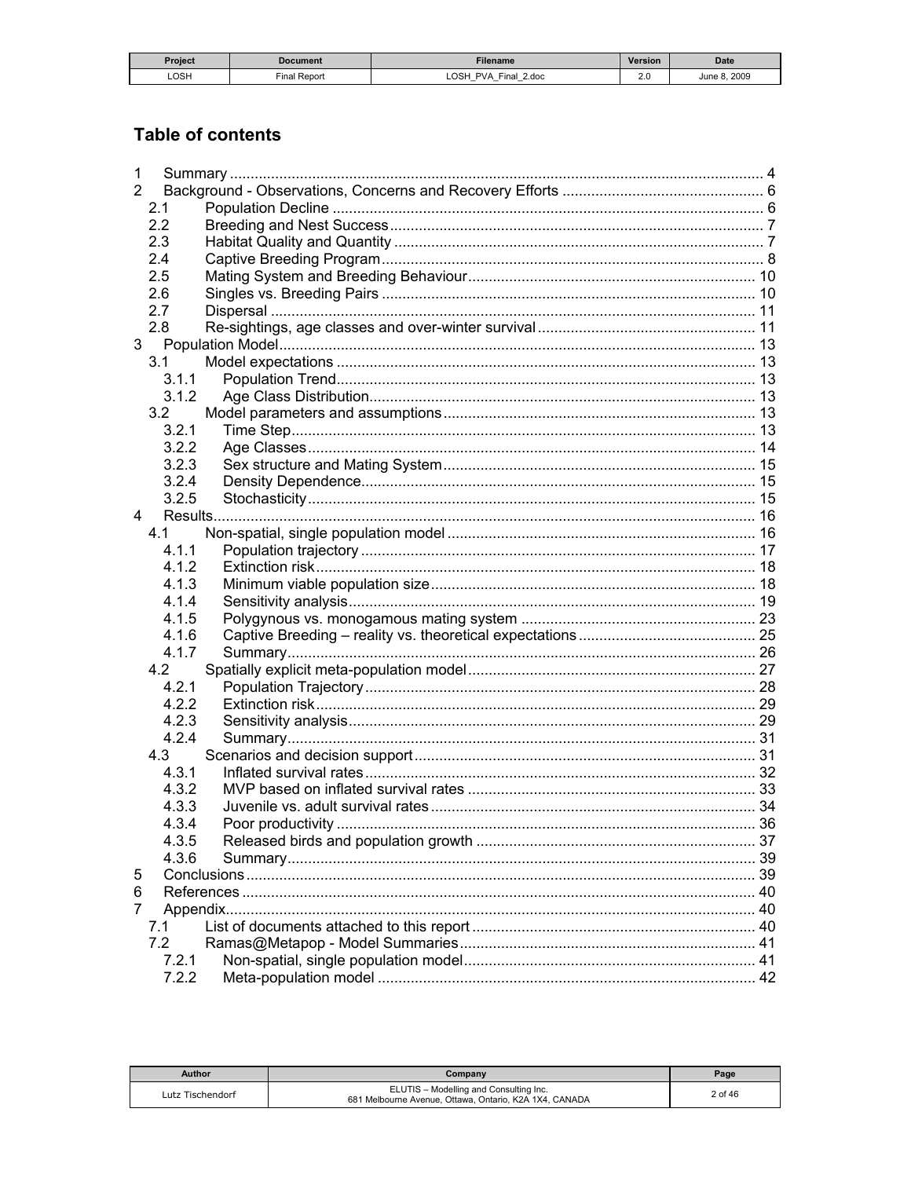# Table of contents

1 Summary ... 4
2 Background - Observations, Concerns and Recovery Efforts ... 6
 2.1 Population Decline ... 6
 2.2 Breeding and Nest Success ... 7
 2.3 Habitat Quality and Quantity ... 7
 2.4 Captive Breeding Program ... 8
 2.5 Mating System and Breeding Behaviour ... 10
 2.6 Singles vs. Breeding Pairs ... 10
 2.7 Dispersal ... 11
 2.8 Re-sightings, age classes and over-winter survival ... 11
3 Population Model ... 13
 3.1 Model expectations ... 13
  3.1.1 Population Trend ... 13
  3.1.2 Age Class Distribution ... 13
 3.2 Model parameters and assumptions ... 13
  3.2.1 Time Step ... 13
  3.2.2 Age Classes ... 14
  3.2.3 Sex structure and Mating System ... 15
  3.2.4 Density Dependence ... 15
  3.2.5 Stochasticity ... 15
4 Results ... 16
 4.1 Non-spatial, single population model ... 16
  4.1.1 Population trajectory ... 17
  4.1.2 Extinction risk ... 18
  4.1.3 Minimum viable population size ... 18
  4.1.4 Sensitivity analysis ... 19
  4.1.5 Polygynous vs. monogamous mating system ... 23
  4.1.6 Captive Breeding – reality vs. theoretical expectations ... 25
  4.1.7 Summary ... 26
 4.2 Spatially explicit meta-population model ... 27
  4.2.1 Population Trajectory ... 28
  4.2.2 Extinction risk ... 29
  4.2.3 Sensitivity analysis ... 29
  4.2.4 Summary ... 31
 4.3 Scenarios and decision support ... 31
  4.3.1 Inflated survival rates ... 32
  4.3.2 MVP based on inflated survival rates ... 33
  4.3.3 Juvenile vs. adult survival rates ... 34
  4.3.4 Poor productivity ... 36
  4.3.5 Released birds and population growth ... 37
  4.3.6 Summary ... 39
5 Conclusions ... 39
6 References ... 40
7 Appendix ... 40
 7.1 List of documents attached to this report ... 40
 7.2 Ramas@Metapop - Model Summaries ... 41
  7.2.1 Non-spatial, single population model ... 41
  7.2.2 Meta-population model ... 42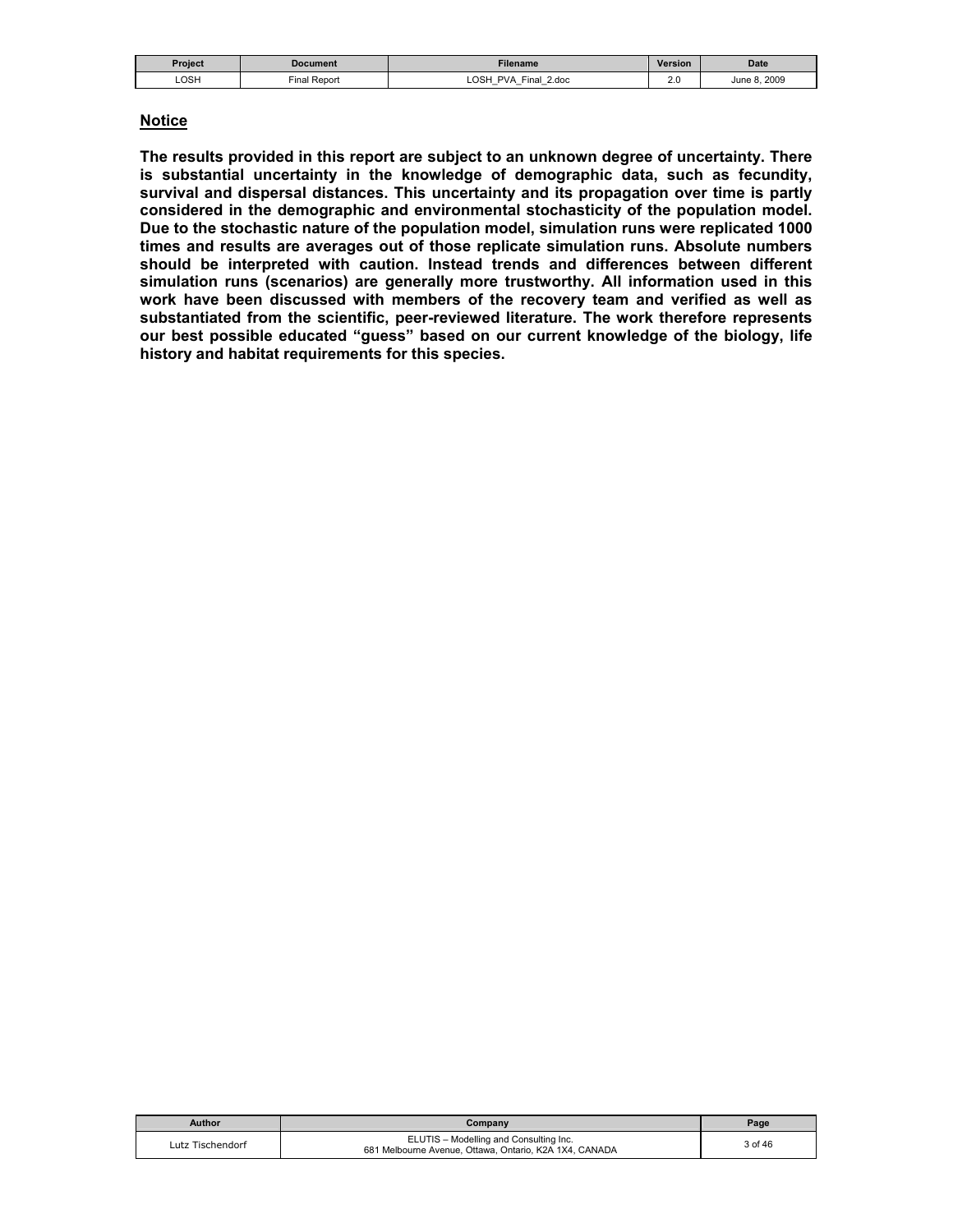## Notice

**The results provided in this report are subject to an unknown degree of uncertainty. There is substantial uncertainty in the knowledge of demographic data, such as fecundity, survival and dispersal distances. This uncertainty and its propagation over time is partly considered in the demographic and environmental stochasticity of the population model. Due to the stochastic nature of the population model, simulation runs were replicated 1000 times and results are averages out of those replicate simulation runs. Absolute numbers should be interpreted with caution. Instead trends and differences between different simulation runs (scenarios) are generally more trustworthy. All information used in this work have been discussed with members of the recovery team and verified as well as substantiated from the scientific, peer-reviewed literature. The work therefore represents our best possible educated "guess" based on our current knowledge of the biology, life history and habitat requirements for this species.**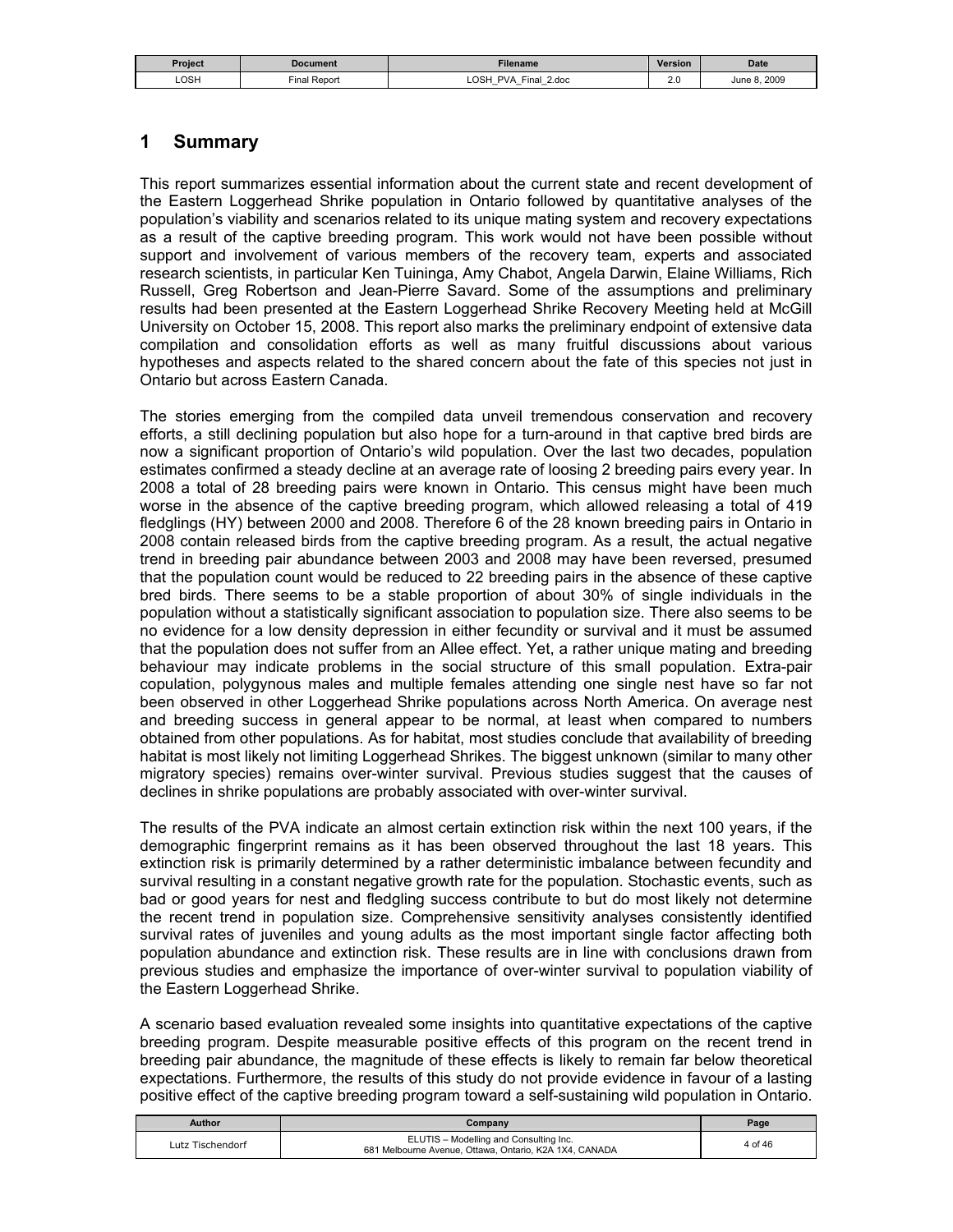# 1 Summary

This report summarizes essential information about the current state and recent development of the Eastern Loggerhead Shrike population in Ontario followed by quantitative analyses of the population's viability and scenarios related to its unique mating system and recovery expectations as a result of the captive breeding program. This work would not have been possible without support and involvement of various members of the recovery team, experts and associated research scientists, in particular Ken Tuininga, Amy Chabot, Angela Darwin, Elaine Williams, Rich Russell, Greg Robertson and Jean-Pierre Savard. Some of the assumptions and preliminary results had been presented at the Eastern Loggerhead Shrike Recovery Meeting held at McGill University on October 15, 2008. This report also marks the preliminary endpoint of extensive data compilation and consolidation efforts as well as many fruitful discussions about various hypotheses and aspects related to the shared concern about the fate of this species not just in Ontario but across Eastern Canada.

The stories emerging from the compiled data unveil tremendous conservation and recovery efforts, a still declining population but also hope for a turn-around in that captive bred birds are now a significant proportion of Ontario's wild population. Over the last two decades, population estimates confirmed a steady decline at an average rate of loosing 2 breeding pairs every year. In 2008 a total of 28 breeding pairs were known in Ontario. This census might have been much worse in the absence of the captive breeding program, which allowed releasing a total of 419 fledglings (HY) between 2000 and 2008. Therefore 6 of the 28 known breeding pairs in Ontario in 2008 contain released birds from the captive breeding program. As a result, the actual negative trend in breeding pair abundance between 2003 and 2008 may have been reversed, presumed that the population count would be reduced to 22 breeding pairs in the absence of these captive bred birds. There seems to be a stable proportion of about 30% of single individuals in the population without a statistically significant association to population size. There also seems to be no evidence for a low density depression in either fecundity or survival and it must be assumed that the population does not suffer from an Allee effect. Yet, a rather unique mating and breeding behaviour may indicate problems in the social structure of this small population. Extra-pair copulation, polygynous males and multiple females attending one single nest have so far not been observed in other Loggerhead Shrike populations across North America. On average nest and breeding success in general appear to be normal, at least when compared to numbers obtained from other populations. As for habitat, most studies conclude that availability of breeding habitat is most likely not limiting Loggerhead Shrikes. The biggest unknown (similar to many other migratory species) remains over-winter survival. Previous studies suggest that the causes of declines in shrike populations are probably associated with over-winter survival.

The results of the PVA indicate an almost certain extinction risk within the next 100 years, if the demographic fingerprint remains as it has been observed throughout the last 18 years. This extinction risk is primarily determined by a rather deterministic imbalance between fecundity and survival resulting in a constant negative growth rate for the population. Stochastic events, such as bad or good years for nest and fledgling success contribute to but do most likely not determine the recent trend in population size. Comprehensive sensitivity analyses consistently identified survival rates of juveniles and young adults as the most important single factor affecting both population abundance and extinction risk. These results are in line with conclusions drawn from previous studies and emphasize the importance of over-winter survival to population viability of the Eastern Loggerhead Shrike.

A scenario based evaluation revealed some insights into quantitative expectations of the captive breeding program. Despite measurable positive effects of this program on the recent trend in breeding pair abundance, the magnitude of these effects is likely to remain far below theoretical expectations. Furthermore, the results of this study do not provide evidence in favour of a lasting positive effect of the captive breeding program toward a self-sustaining wild population in Ontario.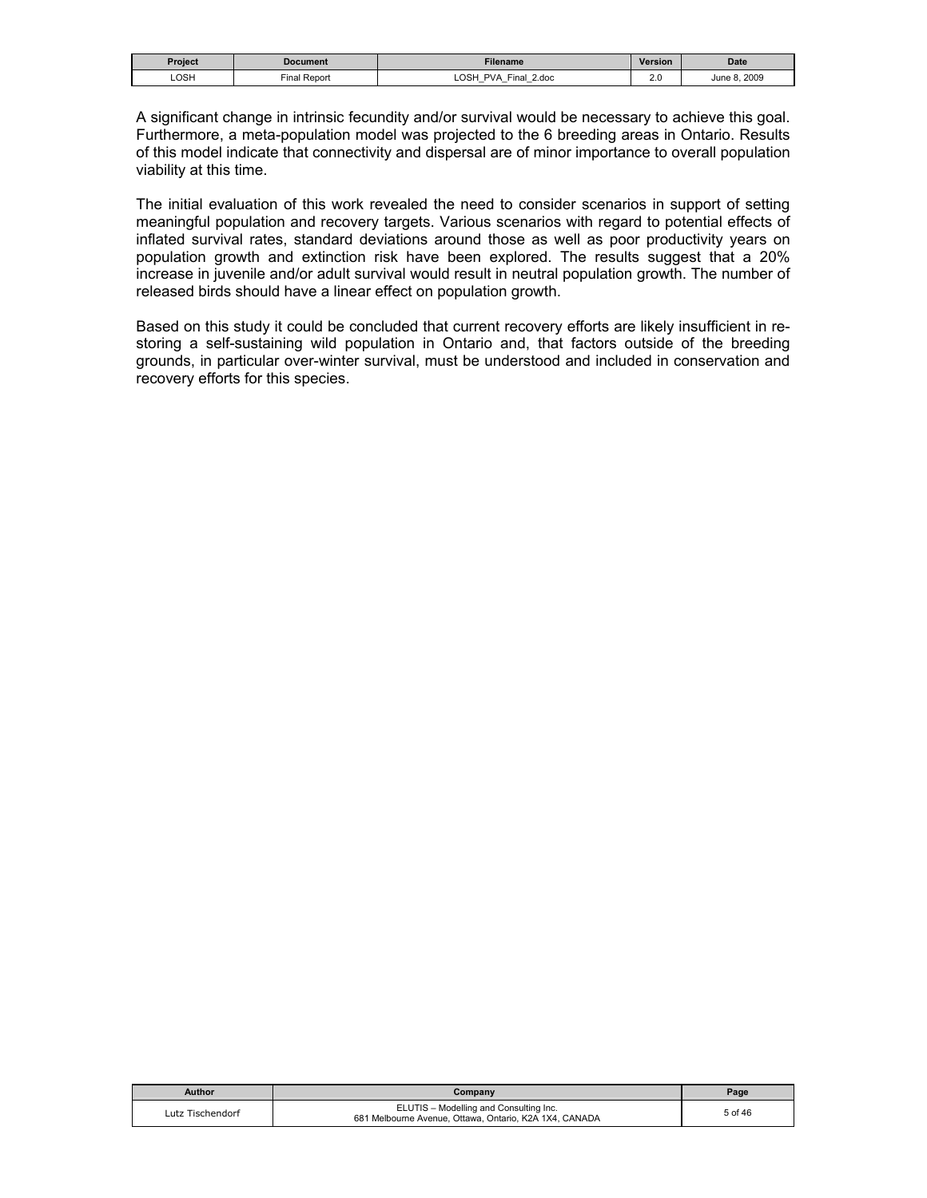A significant change in intrinsic fecundity and/or survival would be necessary to achieve this goal. Furthermore, a meta-population model was projected to the 6 breeding areas in Ontario. Results of this model indicate that connectivity and dispersal are of minor importance to overall population viability at this time.

The initial evaluation of this work revealed the need to consider scenarios in support of setting meaningful population and recovery targets. Various scenarios with regard to potential effects of inflated survival rates, standard deviations around those as well as poor productivity years on population growth and extinction risk have been explored. The results suggest that a 20% increase in juvenile and/or adult survival would result in neutral population growth. The number of released birds should have a linear effect on population growth.

Based on this study it could be concluded that current recovery efforts are likely insufficient in restoring a self-sustaining wild population in Ontario and, that factors outside of the breeding grounds, in particular over-winter survival, must be understood and included in conservation and recovery efforts for this species.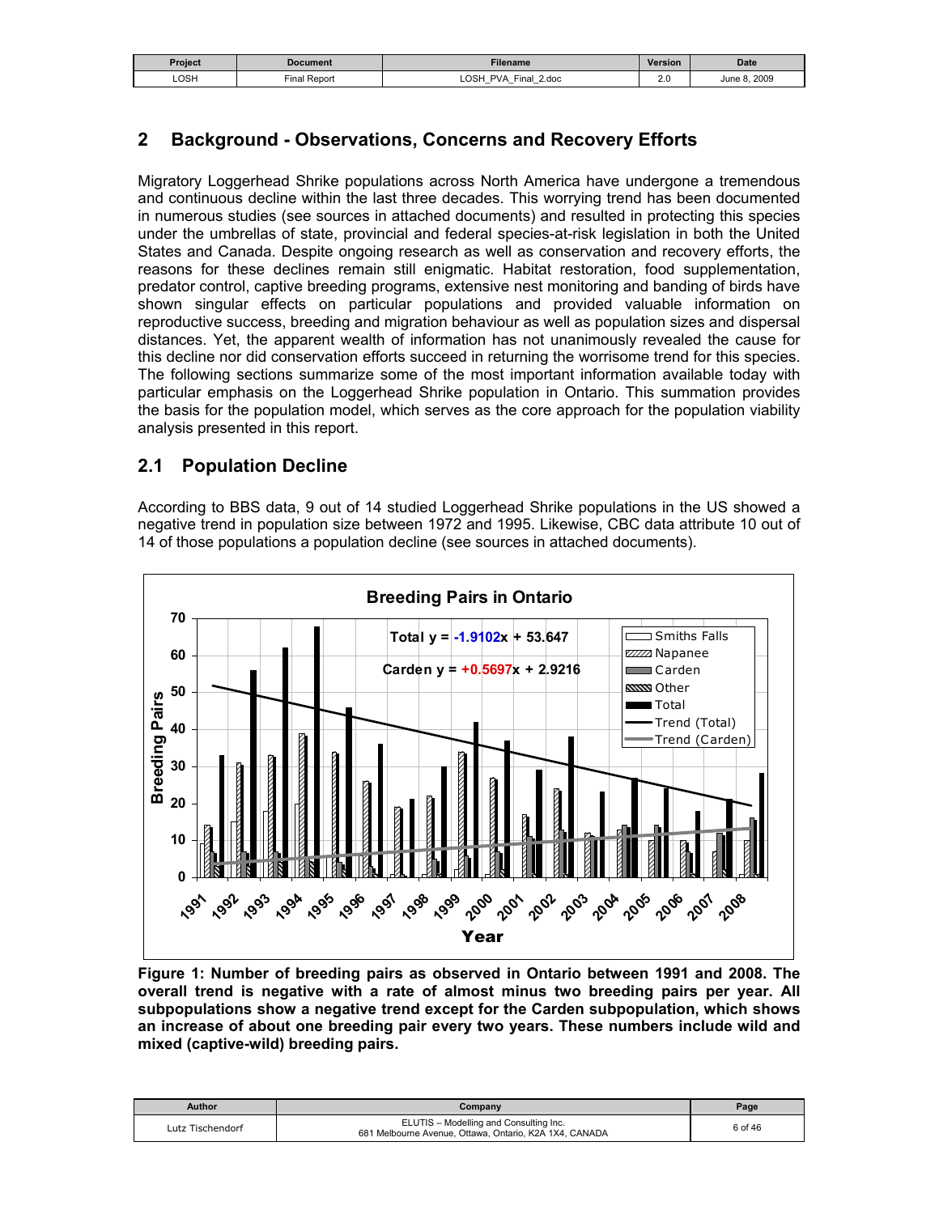## 2 Background - Observations, Concerns and Recovery Efforts

Migratory Loggerhead Shrike populations across North America have undergone a tremendous and continuous decline within the last three decades. This worrying trend has been documented in numerous studies (see sources in attached documents) and resulted in protecting this species under the umbrellas of state, provincial and federal species-at-risk legislation in both the United States and Canada. Despite ongoing research as well as conservation and recovery efforts, the reasons for these declines remain still enigmatic. Habitat restoration, food supplementation, predator control, captive breeding programs, extensive nest monitoring and banding of birds have shown singular effects on particular populations and provided valuable information on reproductive success, breeding and migration behaviour as well as population sizes and dispersal distances. Yet, the apparent wealth of information has not unanimously revealed the cause for this decline nor did conservation efforts succeed in returning the worrisome trend for this species. The following sections summarize some of the most important information available today with particular emphasis on the Loggerhead Shrike population in Ontario. This summation provides the basis for the population model, which serves as the core approach for the population viability analysis presented in this report.

### 2.1 Population Decline

According to BBS data, 9 out of 14 studied Loggerhead Shrike populations in the US showed a negative trend in population size between 1972 and 1995. Likewise, CBC data attribute 10 out of 14 of those populations a population decline (see sources in attached documents).

**Figure 1: Number of breeding pairs as observed in Ontario between 1991 and 2008. The overall trend is negative with a rate of almost minus two breeding pairs per year. All subpopulations show a negative trend except for the Carden subpopulation, which shows an increase of about one breeding pair every two years. These numbers include wild and mixed (captive-wild) breeding pairs.**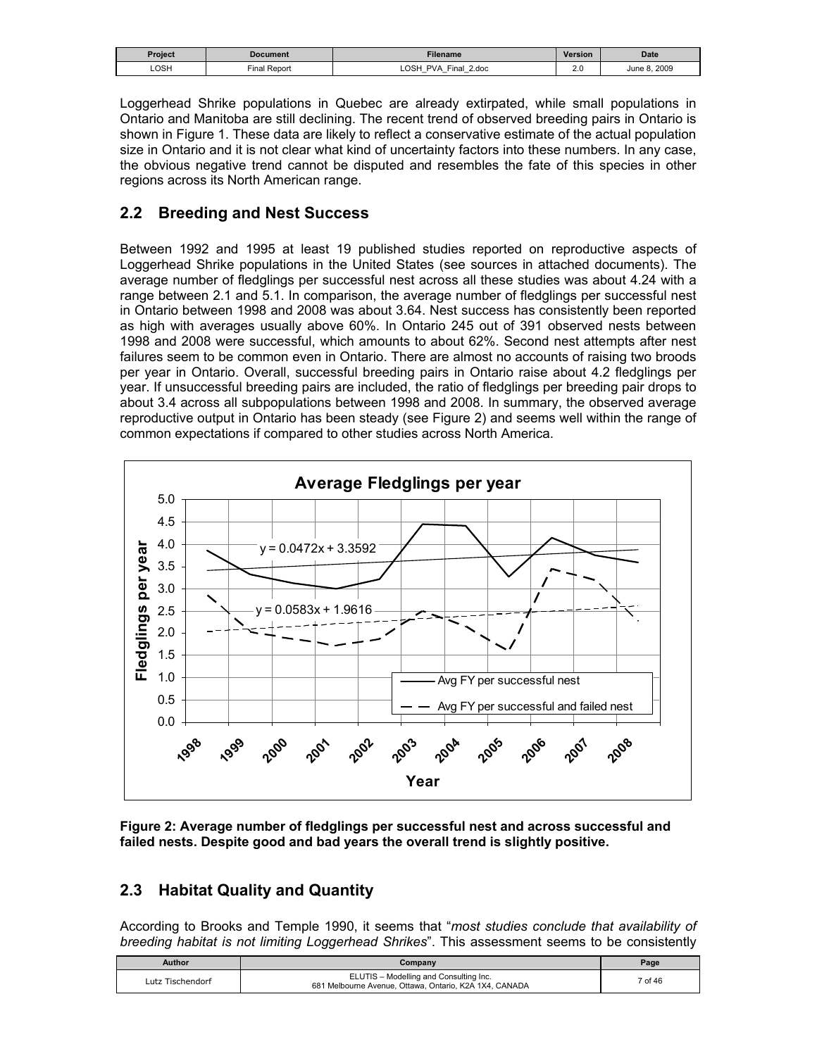Loggerhead Shrike populations in Quebec are already extirpated, while small populations in Ontario and Manitoba are still declining. The recent trend of observed breeding pairs in Ontario is shown in Figure 1. These data are likely to reflect a conservative estimate of the actual population size in Ontario and it is not clear what kind of uncertainty factors into these numbers. In any case, the obvious negative trend cannot be disputed and resembles the fate of this species in other regions across its North American range.

## 2.2 Breeding and Nest Success

Between 1992 and 1995 at least 19 published studies reported on reproductive aspects of Loggerhead Shrike populations in the United States (see sources in attached documents). The average number of fledglings per successful nest across all these studies was about 4.24 with a range between 2.1 and 5.1. In comparison, the average number of fledglings per successful nest in Ontario between 1998 and 2008 was about 3.64. Nest success has consistently been reported as high with averages usually above 60%. In Ontario 245 out of 391 observed nests between 1998 and 2008 were successful, which amounts to about 62%. Second nest attempts after nest failures seem to be common even in Ontario. There are almost no accounts of raising two broods per year in Ontario. Overall, successful breeding pairs in Ontario raise about 4.2 fledglings per year. If unsuccessful breeding pairs are included, the ratio of fledglings per breeding pair drops to about 3.4 across all subpopulations between 1998 and 2008. In summary, the observed average reproductive output in Ontario has been steady (see Figure 2) and seems well within the range of common expectations if compared to other studies across North America.

**Figure 2: Average number of fledglings per successful nest and across successful and failed nests. Despite good and bad years the overall trend is slightly positive.**

## 2.3 Habitat Quality and Quantity

According to Brooks and Temple 1990, it seems that "*most studies conclude that availability of breeding habitat is not limiting Loggerhead Shrikes*". This assessment seems to be consistently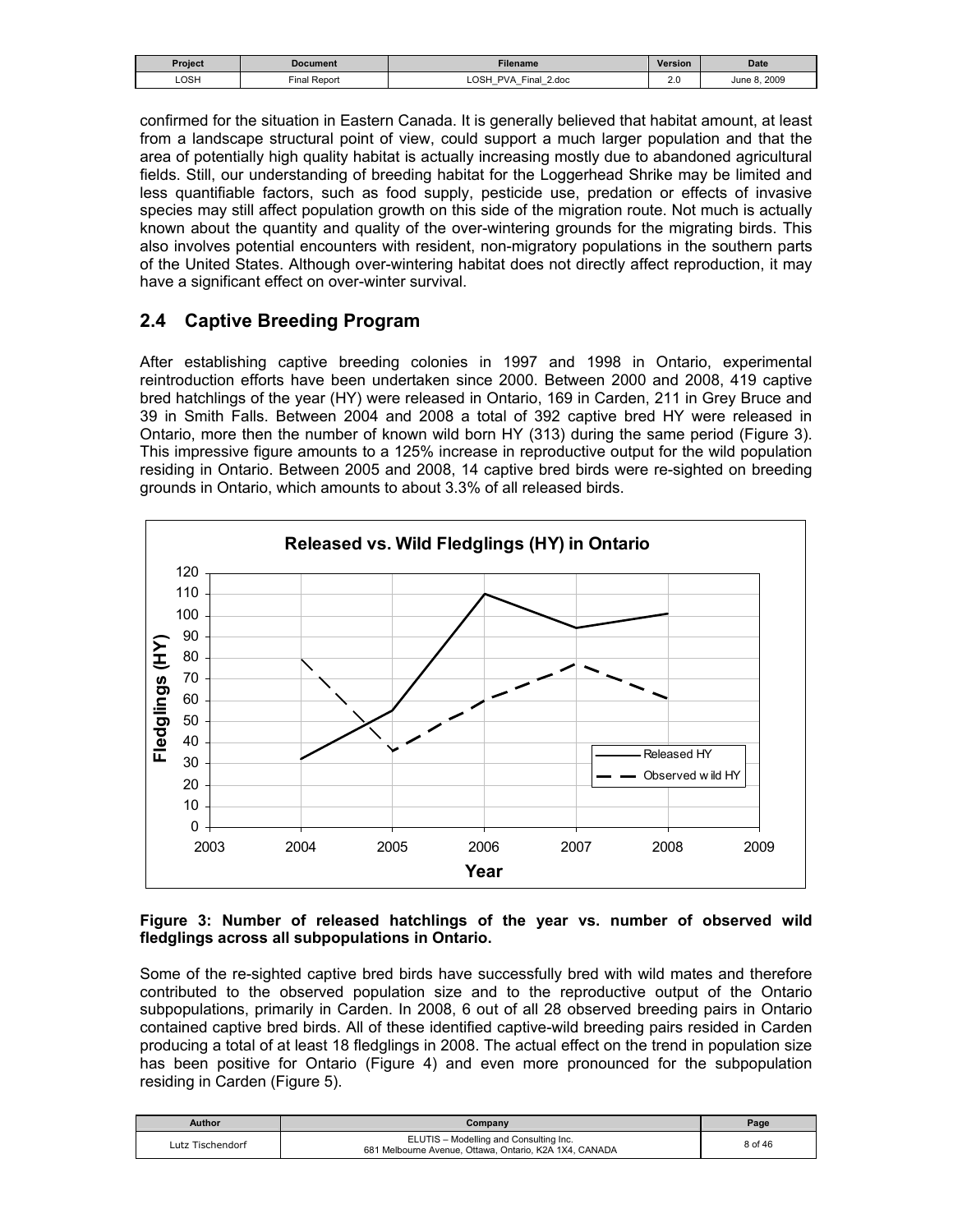confirmed for the situation in Eastern Canada. It is generally believed that habitat amount, at least from a landscape structural point of view, could support a much larger population and that the area of potentially high quality habitat is actually increasing mostly due to abandoned agricultural fields. Still, our understanding of breeding habitat for the Loggerhead Shrike may be limited and less quantifiable factors, such as food supply, pesticide use, predation or effects of invasive species may still affect population growth on this side of the migration route. Not much is actually known about the quantity and quality of the over-wintering grounds for the migrating birds. This also involves potential encounters with resident, non-migratory populations in the southern parts of the United States. Although over-wintering habitat does not directly affect reproduction, it may have a significant effect on over-winter survival.

## 2.4 Captive Breeding Program

After establishing captive breeding colonies in 1997 and 1998 in Ontario, experimental reintroduction efforts have been undertaken since 2000. Between 2000 and 2008, 419 captive bred hatchlings of the year (HY) were released in Ontario, 169 in Carden, 211 in Grey Bruce and 39 in Smith Falls. Between 2004 and 2008 a total of 392 captive bred HY were released in Ontario, more then the number of known wild born HY (313) during the same period (Figure 3). This impressive figure amounts to a 125% increase in reproductive output for the wild population residing in Ontario. Between 2005 and 2008, 14 captive bred birds were re-sighted on breeding grounds in Ontario, which amounts to about 3.3% of all released birds.

**Figure 3: Number of released hatchlings of the year vs. number of observed wild fledglings across all subpopulations in Ontario.**

Some of the re-sighted captive bred birds have successfully bred with wild mates and therefore contributed to the observed population size and to the reproductive output of the Ontario subpopulations, primarily in Carden. In 2008, 6 out of all 28 observed breeding pairs in Ontario contained captive bred birds. All of these identified captive-wild breeding pairs resided in Carden producing a total of at least 18 fledglings in 2008. The actual effect on the trend in population size has been positive for Ontario (Figure 4) and even more pronounced for the subpopulation residing in Carden (Figure 5).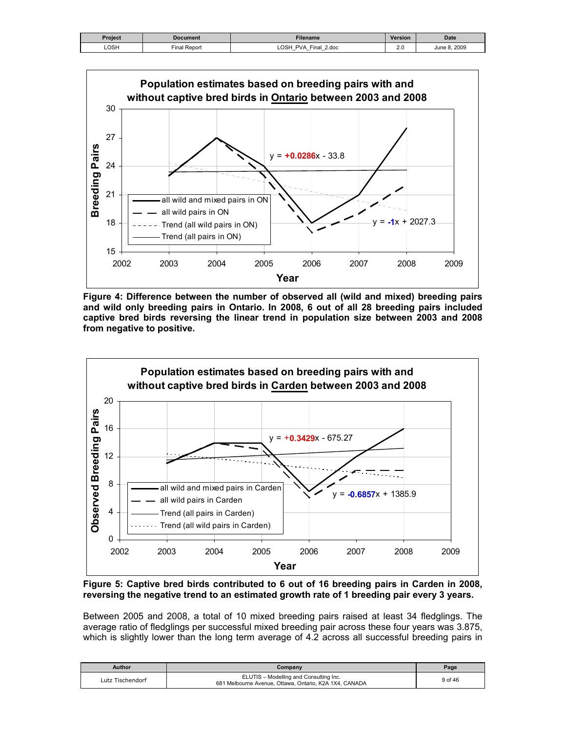**Figure 4: Difference between the number of observed all (wild and mixed) breeding pairs and wild only breeding pairs in Ontario. In 2008, 6 out of all 28 breeding pairs included captive bred birds reversing the linear trend in population size between 2003 and 2008 from negative to positive.**

**Figure 5: Captive bred birds contributed to 6 out of 16 breeding pairs in Carden in 2008, reversing the negative trend to an estimated growth rate of 1 breeding pair every 3 years.**

Between 2005 and 2008, a total of 10 mixed breeding pairs raised at least 34 fledglings. The average ratio of fledglings per successful mixed breeding pair across these four years was 3.875, which is slightly lower than the long term average of 4.2 across all successful breeding pairs in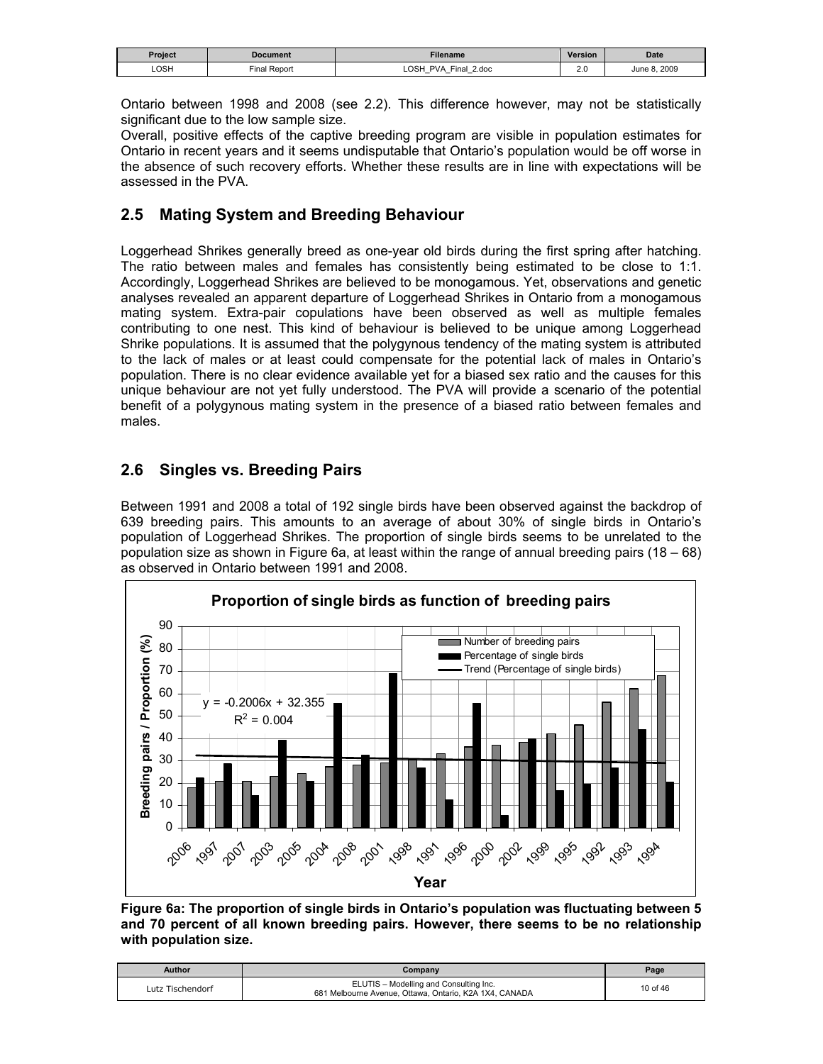Ontario between 1998 and 2008 (see 2.2). This difference however, may not be statistically significant due to the low sample size.

Overall, positive effects of the captive breeding program are visible in population estimates for Ontario in recent years and it seems undisputable that Ontario's population would be off worse in the absence of such recovery efforts. Whether these results are in line with expectations will be assessed in the PVA.

## 2.5 Mating System and Breeding Behaviour

Loggerhead Shrikes generally breed as one-year old birds during the first spring after hatching. The ratio between males and females has consistently being estimated to be close to 1:1. Accordingly, Loggerhead Shrikes are believed to be monogamous. Yet, observations and genetic analyses revealed an apparent departure of Loggerhead Shrikes in Ontario from a monogamous mating system. Extra-pair copulations have been observed as well as multiple females contributing to one nest. This kind of behaviour is believed to be unique among Loggerhead Shrike populations. It is assumed that the polygynous tendency of the mating system is attributed to the lack of males or at least could compensate for the potential lack of males in Ontario's population. There is no clear evidence available yet for a biased sex ratio and the causes for this unique behaviour are not yet fully understood. The PVA will provide a scenario of the potential benefit of a polygynous mating system in the presence of a biased ratio between females and males.

## 2.6 Singles vs. Breeding Pairs

Between 1991 and 2008 a total of 192 single birds have been observed against the backdrop of 639 breeding pairs. This amounts to an average of about 30% of single birds in Ontario's population of Loggerhead Shrikes. The proportion of single birds seems to be unrelated to the population size as shown in Figure 6a, at least within the range of annual breeding pairs (18 – 68) as observed in Ontario between 1991 and 2008.

**Figure 6a: The proportion of single birds in Ontario's population was fluctuating between 5 and 70 percent of all known breeding pairs. However, there seems to be no relationship with population size.**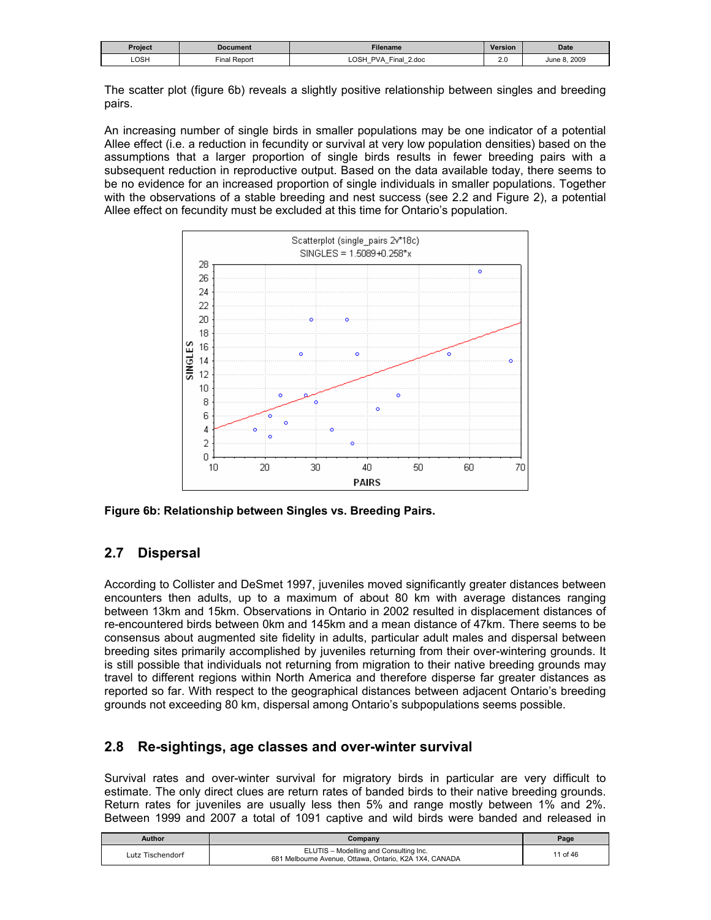The scatter plot (figure 6b) reveals a slightly positive relationship between singles and breeding pairs.

An increasing number of single birds in smaller populations may be one indicator of a potential Allee effect (i.e. a reduction in fecundity or survival at very low population densities) based on the assumptions that a larger proportion of single birds results in fewer breeding pairs with a subsequent reduction in reproductive output. Based on the data available today, there seems to be no evidence for an increased proportion of single individuals in smaller populations. Together with the observations of a stable breeding and nest success (see 2.2 and Figure 2), a potential Allee effect on fecundity must be excluded at this time for Ontario's population.

**Figure 6b: Relationship between Singles vs. Breeding Pairs.**

## 2.7 Dispersal

According to Collister and DeSmet 1997, juveniles moved significantly greater distances between encounters then adults, up to a maximum of about 80 km with average distances ranging between 13km and 15km. Observations in Ontario in 2002 resulted in displacement distances of re-encountered birds between 0km and 145km and a mean distance of 47km. There seems to be consensus about augmented site fidelity in adults, particular adult males and dispersal between breeding sites primarily accomplished by juveniles returning from their over-wintering grounds. It is still possible that individuals not returning from migration to their native breeding grounds may travel to different regions within North America and therefore disperse far greater distances as reported so far. With respect to the geographical distances between adjacent Ontario's breeding grounds not exceeding 80 km, dispersal among Ontario's subpopulations seems possible.

## 2.8 Re-sightings, age classes and over-winter survival

Survival rates and over-winter survival for migratory birds in particular are very difficult to estimate. The only direct clues are return rates of banded birds to their native breeding grounds. Return rates for juveniles are usually less then 5% and range mostly between 1% and 2%. Between 1999 and 2007 a total of 1091 captive and wild birds were banded and released in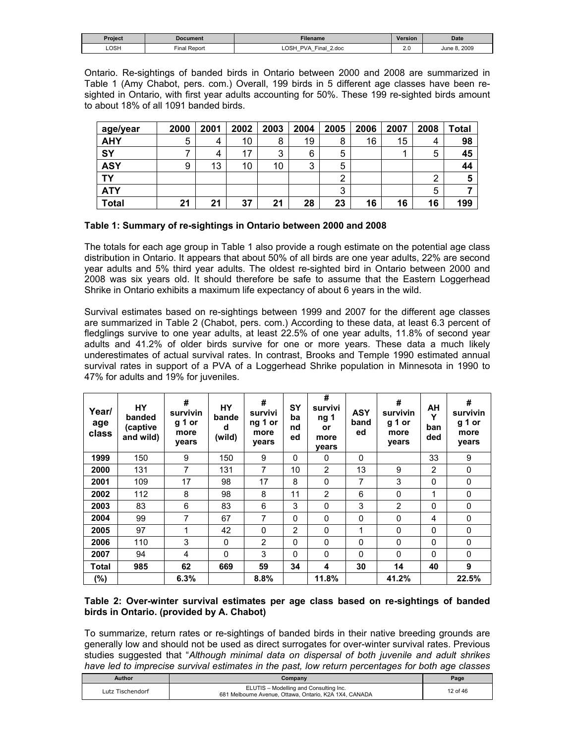Ontario. Re-sightings of banded birds in Ontario between 2000 and 2008 are summarized in Table 1 (Amy Chabot, pers. com.) Overall, 199 birds in 5 different age classes have been re-sighted in Ontario, with first year adults accounting for 50%. These 199 re-sighted birds amount to about 18% of all 1091 banded birds.

| age/year | 2000 | 2001 | 2002 | 2003 | 2004 | 2005 | 2006 | 2007 | 2008 | Total |
|---|---|---|---|---|---|---|---|---|---|---|
| **AHY** | 5 | 4 | 10 | 8 | 19 | 8 | 16 | 15 | 4 | **98** |
| **SY** | 7 | 4 | 17 | 3 | 6 | 5 | | 1 | 5 | **45** |
| **ASY** | 9 | 13 | 10 | 10 | 3 | 5 | | | | **44** |
| **TY** | | | | | | 2 | | | 2 | **5** |
| **ATY** | | | | | | 3 | | | 5 | **7** |
| **Total** | **21** | **21** | **37** | **21** | **28** | **23** | **16** | **16** | **16** | **199** |

**Table 1: Summary of re-sightings in Ontario between 2000 and 2008**

The totals for each age group in Table 1 also provide a rough estimate on the potential age class distribution in Ontario. It appears that about 50% of all birds are one year adults, 22% are second year adults and 5% third year adults. The oldest re-sighted bird in Ontario between 2000 and 2008 was six years old. It should therefore be safe to assume that the Eastern Loggerhead Shrike in Ontario exhibits a maximum life expectancy of about 6 years in the wild.

Survival estimates based on re-sightings between 1999 and 2007 for the different age classes are summarized in Table 2 (Chabot, pers. com.) According to these data, at least 6.3 percent of fledglings survive to one year adults, at least 22.5% of one year adults, 11.8% of second year adults and 41.2% of older birds survive for one or more years. These data a much likely underestimates of actual survival rates. In contrast, Brooks and Temple 1990 estimated annual survival rates in support of a PVA of a Loggerhead Shrike population in Minnesota in 1990 to 47% for adults and 19% for juveniles.

| Year/ age class | HY banded (captive and wild) | # surviving 1 or more years | HY banded (wild) | # surviving 1 or more years | SY banded | # surviving 1 or more years | ASY banded | # surviving 1 or more years | AHY banded | # surviving 1 or more years |
|---|---|---|---|---|---|---|---|---|---|---|
| **1999** | 150 | 9 | 150 | 9 | 0 | 0 | 0 | | 33 | 9 |
| **2000** | 131 | 7 | 131 | 7 | 10 | 2 | 13 | 9 | 2 | 0 |
| **2001** | 109 | 17 | 98 | 17 | 8 | 0 | 7 | 3 | 0 | 0 |
| **2002** | 112 | 8 | 98 | 8 | 11 | 2 | 6 | 0 | 1 | 0 |
| **2003** | 83 | 6 | 83 | 6 | 3 | 0 | 3 | 2 | 0 | 0 |
| **2004** | 99 | 7 | 67 | 7 | 0 | 0 | 0 | 0 | 4 | 0 |
| **2005** | 97 | 1 | 42 | 0 | 2 | 0 | 1 | 0 | 0 | 0 |
| **2006** | 110 | 3 | 0 | 2 | 0 | 0 | 0 | 0 | 0 | 0 |
| **2007** | 94 | 4 | 0 | 3 | 0 | 0 | 0 | 0 | 0 | 0 |
| **Total** | **985** | **62** | **669** | **59** | **34** | **4** | **30** | **14** | **40** | **9** |
| **(%)** | | **6.3%** | | **8.8%** | | **11.8%** | | **41.2%** | | **22.5%** |

**Table 2: Over-winter survival estimates per age class based on re-sightings of banded birds in Ontario. (provided by A. Chabot)**

To summarize, return rates or re-sightings of banded birds in their native breeding grounds are generally low and should not be used as direct surrogates for over-winter survival rates. Previous studies suggested that "*Although minimal data on dispersal of both juvenile and adult shrikes have led to imprecise survival estimates in the past, low return percentages for both age classes*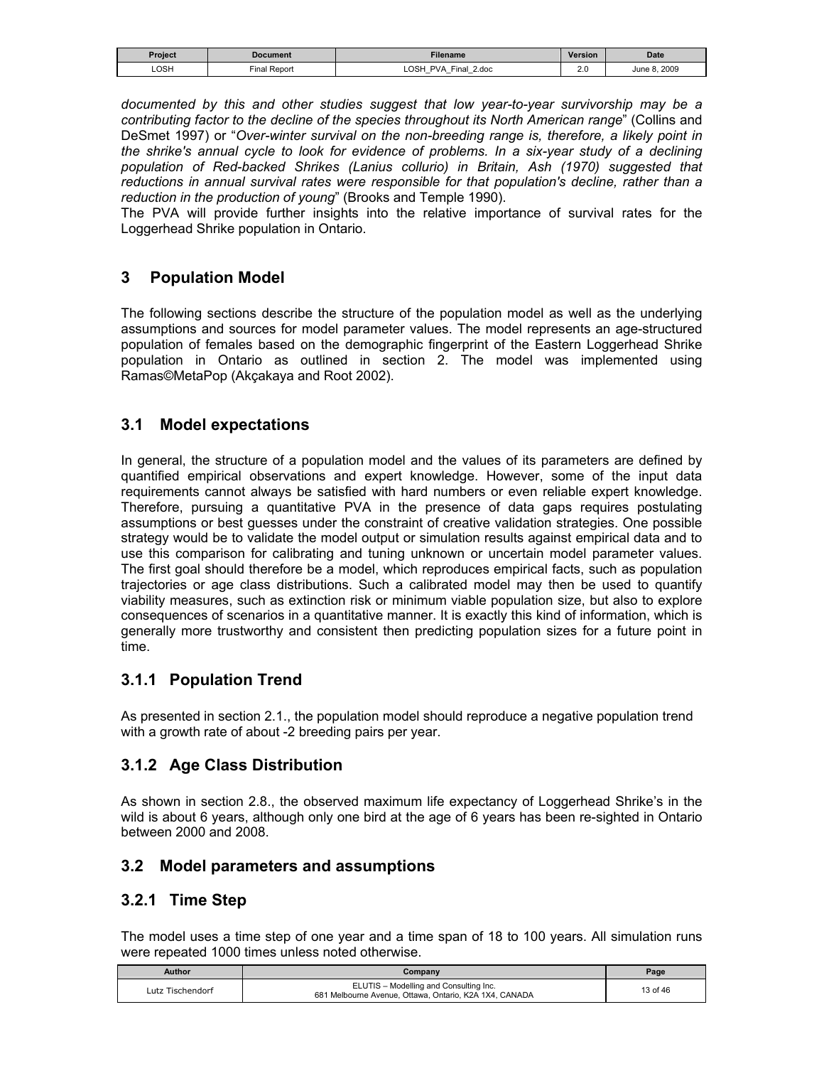*documented by this and other studies suggest that low year-to-year survivorship may be a contributing factor to the decline of the species throughout its North American range*" (Collins and DeSmet 1997) or "*Over-winter survival on the non-breeding range is, therefore, a likely point in the shrike's annual cycle to look for evidence of problems. In a six-year study of a declining population of Red-backed Shrikes (Lanius collurio) in Britain, Ash (1970) suggested that reductions in annual survival rates were responsible for that population's decline, rather than a reduction in the production of young*" (Brooks and Temple 1990).
The PVA will provide further insights into the relative importance of survival rates for the Loggerhead Shrike population in Ontario.

# 3 Population Model

The following sections describe the structure of the population model as well as the underlying assumptions and sources for model parameter values. The model represents an age-structured population of females based on the demographic fingerprint of the Eastern Loggerhead Shrike population in Ontario as outlined in section 2. The model was implemented using Ramas©MetaPop (Akçakaya and Root 2002).

## 3.1 Model expectations

In general, the structure of a population model and the values of its parameters are defined by quantified empirical observations and expert knowledge. However, some of the input data requirements cannot always be satisfied with hard numbers or even reliable expert knowledge. Therefore, pursuing a quantitative PVA in the presence of data gaps requires postulating assumptions or best guesses under the constraint of creative validation strategies. One possible strategy would be to validate the model output or simulation results against empirical data and to use this comparison for calibrating and tuning unknown or uncertain model parameter values. The first goal should therefore be a model, which reproduces empirical facts, such as population trajectories or age class distributions. Such a calibrated model may then be used to quantify viability measures, such as extinction risk or minimum viable population size, but also to explore consequences of scenarios in a quantitative manner. It is exactly this kind of information, which is generally more trustworthy and consistent then predicting population sizes for a future point in time.

### 3.1.1 Population Trend

As presented in section 2.1., the population model should reproduce a negative population trend with a growth rate of about -2 breeding pairs per year.

### 3.1.2 Age Class Distribution

As shown in section 2.8., the observed maximum life expectancy of Loggerhead Shrike's in the wild is about 6 years, although only one bird at the age of 6 years has been re-sighted in Ontario between 2000 and 2008.

## 3.2 Model parameters and assumptions

### 3.2.1 Time Step

The model uses a time step of one year and a time span of 18 to 100 years. All simulation runs were repeated 1000 times unless noted otherwise.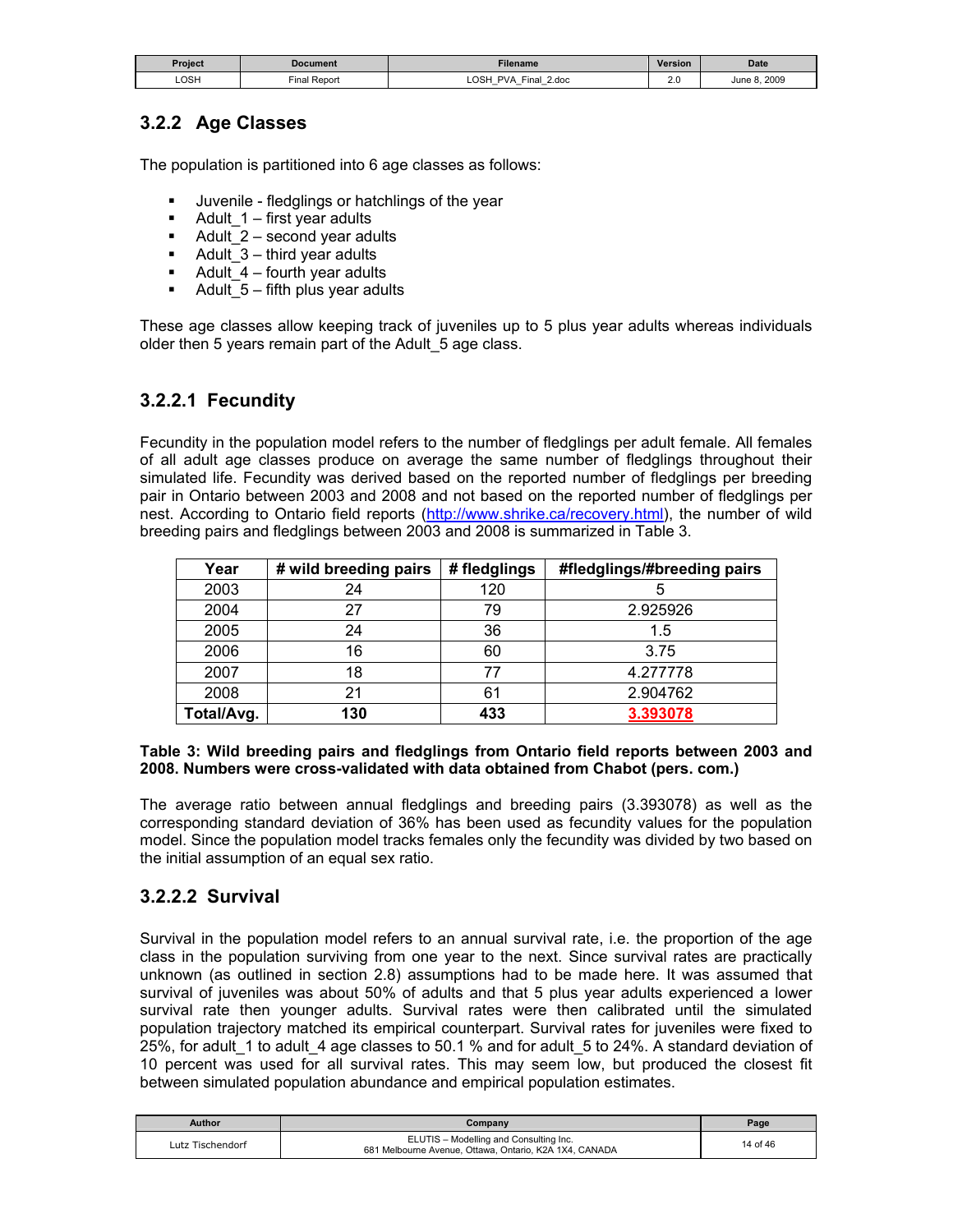### 3.2.2 Age Classes

The population is partitioned into 6 age classes as follows:

- Juvenile - fledglings or hatchlings of the year
- Adult_1 – first year adults
- Adult_2 – second year adults
- Adult_3 – third year adults
- Adult_4 – fourth year adults
- Adult_5 – fifth plus year adults

These age classes allow keeping track of juveniles up to 5 plus year adults whereas individuals older then 5 years remain part of the Adult_5 age class.

#### 3.2.2.1 Fecundity

Fecundity in the population model refers to the number of fledglings per adult female. All females of all adult age classes produce on average the same number of fledglings throughout their simulated life. Fecundity was derived based on the reported number of fledglings per breeding pair in Ontario between 2003 and 2008 and not based on the reported number of fledglings per nest. According to Ontario field reports (http://www.shrike.ca/recovery.html), the number of wild breeding pairs and fledglings between 2003 and 2008 is summarized in Table 3.

| Year | # wild breeding pairs | # fledglings | #fledglings/#breeding pairs |
|---|---|---|---|
| 2003 | 24 | 120 | 5 |
| 2004 | 27 | 79 | 2.925926 |
| 2005 | 24 | 36 | 1.5 |
| 2006 | 16 | 60 | 3.75 |
| 2007 | 18 | 77 | 4.277778 |
| 2008 | 21 | 61 | 2.904762 |
| **Total/Avg.** | **130** | **433** | **3.393078** |

**Table 3: Wild breeding pairs and fledglings from Ontario field reports between 2003 and 2008. Numbers were cross-validated with data obtained from Chabot (pers. com.)**

The average ratio between annual fledglings and breeding pairs (3.393078) as well as the corresponding standard deviation of 36% has been used as fecundity values for the population model. Since the population model tracks females only the fecundity was divided by two based on the initial assumption of an equal sex ratio.

#### 3.2.2.2 Survival

Survival in the population model refers to an annual survival rate, i.e. the proportion of the age class in the population surviving from one year to the next. Since survival rates are practically unknown (as outlined in section 2.8) assumptions had to be made here. It was assumed that survival of juveniles was about 50% of adults and that 5 plus year adults experienced a lower survival rate then younger adults. Survival rates were then calibrated until the simulated population trajectory matched its empirical counterpart. Survival rates for juveniles were fixed to 25%, for adult_1 to adult_4 age classes to 50.1 % and for adult_5 to 24%. A standard deviation of 10 percent was used for all survival rates. This may seem low, but produced the closest fit between simulated population abundance and empirical population estimates.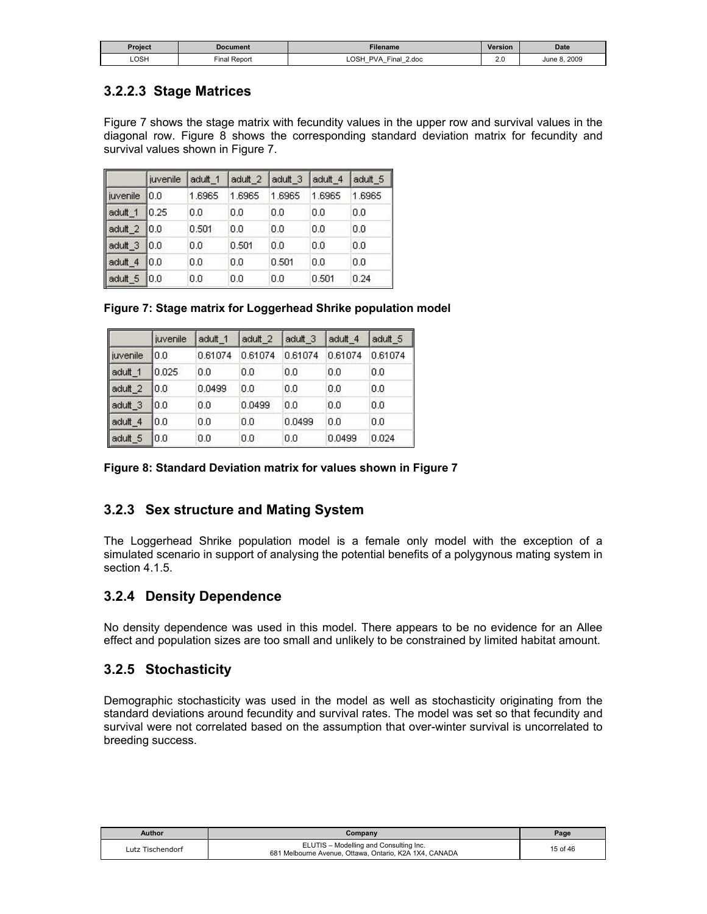### 3.2.2.3 Stage Matrices

Figure 7 shows the stage matrix with fecundity values in the upper row and survival values in the diagonal row. Figure 8 shows the corresponding standard deviation matrix for fecundity and survival values shown in Figure 7.

| | juvenile | adult_1 | adult_2 | adult_3 | adult_4 | adult_5 |
|---|---|---|---|---|---|---|
| juvenile | 0.0 | 1.6965 | 1.6965 | 1.6965 | 1.6965 | 1.6965 |
| adult_1 | 0.25 | 0.0 | 0.0 | 0.0 | 0.0 | 0.0 |
| adult_2 | 0.0 | 0.501 | 0.0 | 0.0 | 0.0 | 0.0 |
| adult_3 | 0.0 | 0.0 | 0.501 | 0.0 | 0.0 | 0.0 |
| adult_4 | 0.0 | 0.0 | 0.0 | 0.501 | 0.0 | 0.0 |
| adult_5 | 0.0 | 0.0 | 0.0 | 0.0 | 0.501 | 0.24 |

**Figure 7: Stage matrix for Loggerhead Shrike population model**

| | juvenile | adult_1 | adult_2 | adult_3 | adult_4 | adult_5 |
|---|---|---|---|---|---|---|
| juvenile | 0.0 | 0.61074 | 0.61074 | 0.61074 | 0.61074 | 0.61074 |
| adult_1 | 0.025 | 0.0 | 0.0 | 0.0 | 0.0 | 0.0 |
| adult_2 | 0.0 | 0.0499 | 0.0 | 0.0 | 0.0 | 0.0 |
| adult_3 | 0.0 | 0.0 | 0.0499 | 0.0 | 0.0 | 0.0 |
| adult_4 | 0.0 | 0.0 | 0.0 | 0.0499 | 0.0 | 0.0 |
| adult_5 | 0.0 | 0.0 | 0.0 | 0.0 | 0.0499 | 0.024 |

**Figure 8: Standard Deviation matrix for values shown in Figure 7**

## 3.2.3 Sex structure and Mating System

The Loggerhead Shrike population model is a female only model with the exception of a simulated scenario in support of analysing the potential benefits of a polygynous mating system in section 4.1.5.

## 3.2.4 Density Dependence

No density dependence was used in this model. There appears to be no evidence for an Allee effect and population sizes are too small and unlikely to be constrained by limited habitat amount.

## 3.2.5 Stochasticity

Demographic stochasticity was used in the model as well as stochasticity originating from the standard deviations around fecundity and survival rates. The model was set so that fecundity and survival were not correlated based on the assumption that over-winter survival is uncorrelated to breeding success.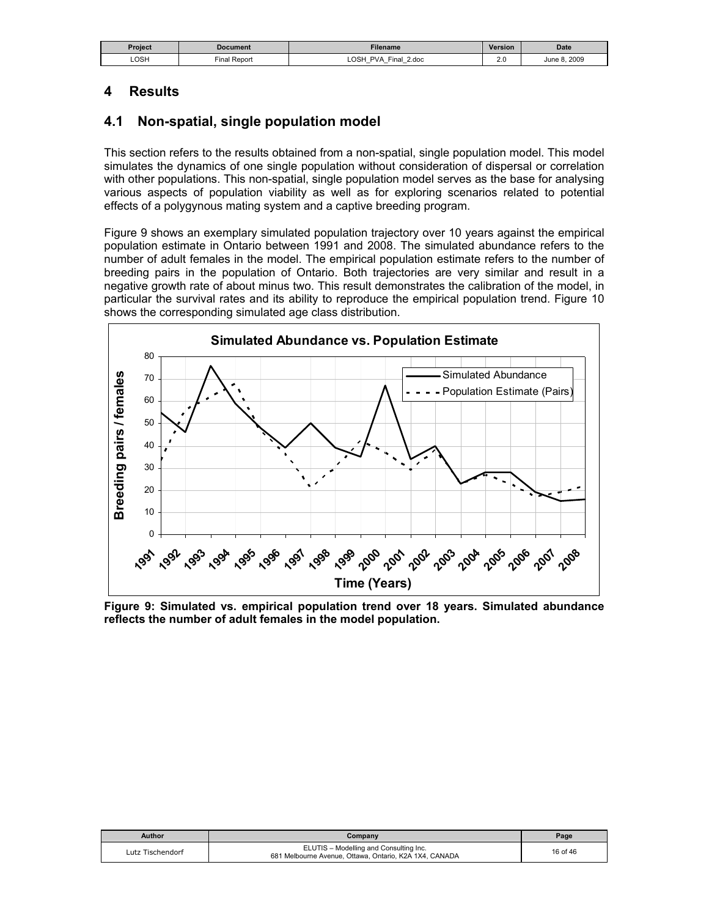# 4 Results

## 4.1 Non-spatial, single population model

This section refers to the results obtained from a non-spatial, single population model. This model simulates the dynamics of one single population without consideration of dispersal or correlation with other populations. This non-spatial, single population model serves as the base for analysing various aspects of population viability as well as for exploring scenarios related to potential effects of a polygynous mating system and a captive breeding program.

Figure 9 shows an exemplary simulated population trajectory over 10 years against the empirical population estimate in Ontario between 1991 and 2008. The simulated abundance refers to the number of adult females in the model. The empirical population estimate refers to the number of breeding pairs in the population of Ontario. Both trajectories are very similar and result in a negative growth rate of about minus two. This result demonstrates the calibration of the model, in particular the survival rates and its ability to reproduce the empirical population trend. Figure 10 shows the corresponding simulated age class distribution.

**Figure 9: Simulated vs. empirical population trend over 18 years. Simulated abundance reflects the number of adult females in the model population.**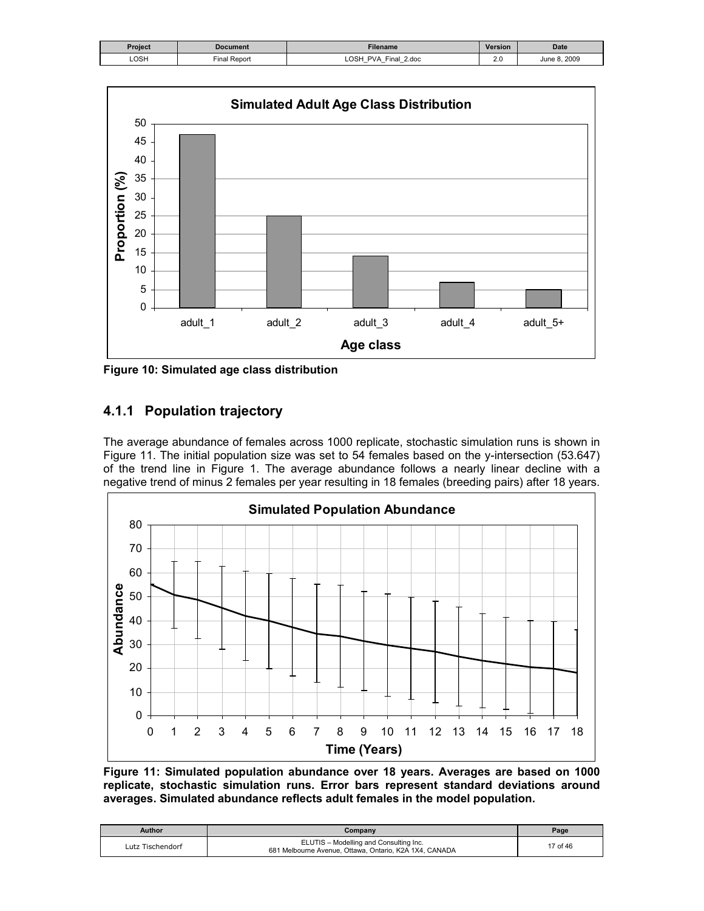Figure 10: Simulated age class distribution

### 4.1.1 Population trajectory

The average abundance of females across 1000 replicate, stochastic simulation runs is shown in Figure 11. The initial population size was set to 54 females based on the y-intersection (53.647) of the trend line in Figure 1. The average abundance follows a nearly linear decline with a negative trend of minus 2 females per year resulting in 18 females (breeding pairs) after 18 years.

**Figure 11: Simulated population abundance over 18 years. Averages are based on 1000 replicate, stochastic simulation runs. Error bars represent standard deviations around averages. Simulated abundance reflects adult females in the model population.**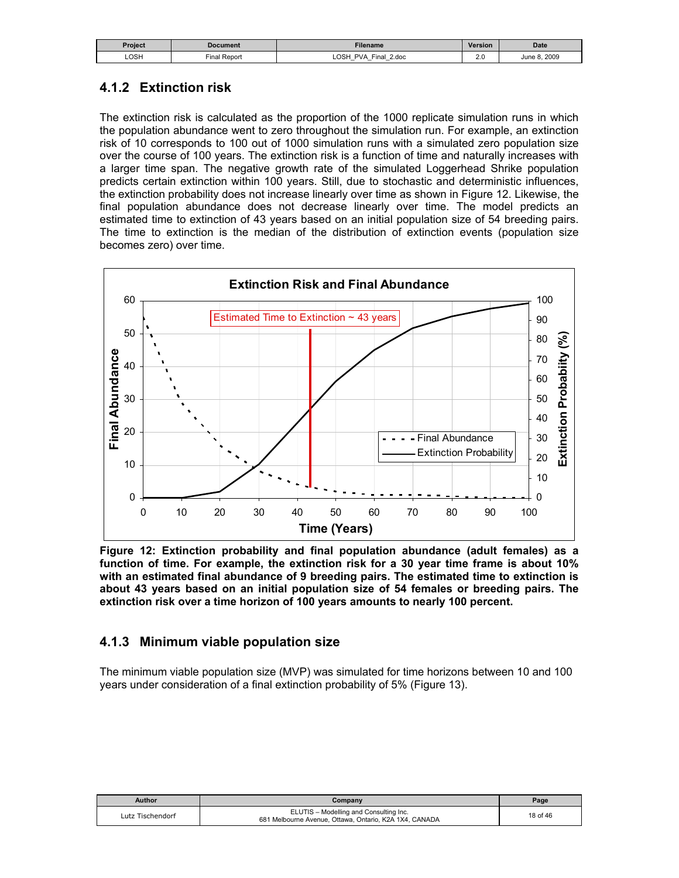### 4.1.2 Extinction risk

The extinction risk is calculated as the proportion of the 1000 replicate simulation runs in which the population abundance went to zero throughout the simulation run. For example, an extinction risk of 10 corresponds to 100 out of 1000 simulation runs with a simulated zero population size over the course of 100 years. The extinction risk is a function of time and naturally increases with a larger time span. The negative growth rate of the simulated Loggerhead Shrike population predicts certain extinction within 100 years. Still, due to stochastic and deterministic influences, the extinction probability does not increase linearly over time as shown in Figure 12. Likewise, the final population abundance does not decrease linearly over time. The model predicts an estimated time to extinction of 43 years based on an initial population size of 54 breeding pairs. The time to extinction is the median of the distribution of extinction events (population size becomes zero) over time.

**Figure 12: Extinction probability and final population abundance (adult females) as a function of time. For example, the extinction risk for a 30 year time frame is about 10% with an estimated final abundance of 9 breeding pairs. The estimated time to extinction is about 43 years based on an initial population size of 54 females or breeding pairs. The extinction risk over a time horizon of 100 years amounts to nearly 100 percent.**

### 4.1.3 Minimum viable population size

The minimum viable population size (MVP) was simulated for time horizons between 10 and 100 years under consideration of a final extinction probability of 5% (Figure 13).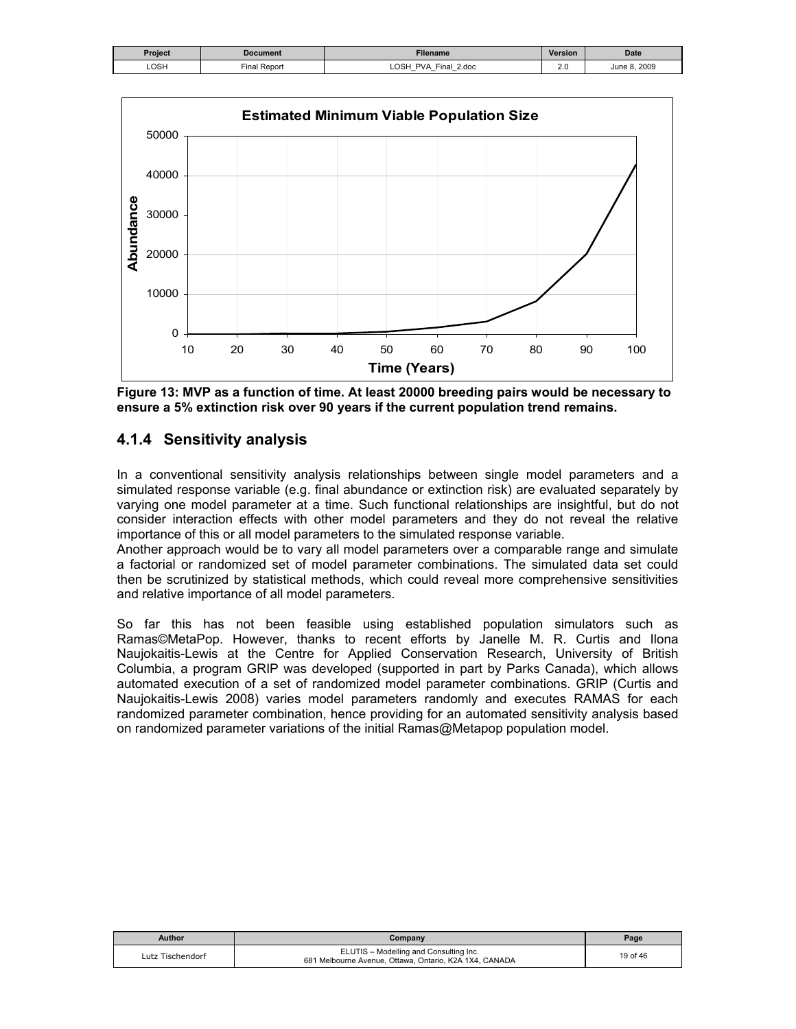**Figure 13: MVP as a function of time. At least 20000 breeding pairs would be necessary to ensure a 5% extinction risk over 90 years if the current population trend remains.**

### 4.1.4 Sensitivity analysis

In a conventional sensitivity analysis relationships between single model parameters and a simulated response variable (e.g. final abundance or extinction risk) are evaluated separately by varying one model parameter at a time. Such functional relationships are insightful, but do not consider interaction effects with other model parameters and they do not reveal the relative importance of this or all model parameters to the simulated response variable.
Another approach would be to vary all model parameters over a comparable range and simulate a factorial or randomized set of model parameter combinations. The simulated data set could then be scrutinized by statistical methods, which could reveal more comprehensive sensitivities and relative importance of all model parameters.

So far this has not been feasible using established population simulators such as Ramas©MetaPop. However, thanks to recent efforts by Janelle M. R. Curtis and Ilona Naujokaitis-Lewis at the Centre for Applied Conservation Research, University of British Columbia, a program GRIP was developed (supported in part by Parks Canada), which allows automated execution of a set of randomized model parameter combinations. GRIP (Curtis and Naujokaitis-Lewis 2008) varies model parameters randomly and executes RAMAS for each randomized parameter combination, hence providing for an automated sensitivity analysis based on randomized parameter variations of the initial Ramas@Metapop population model.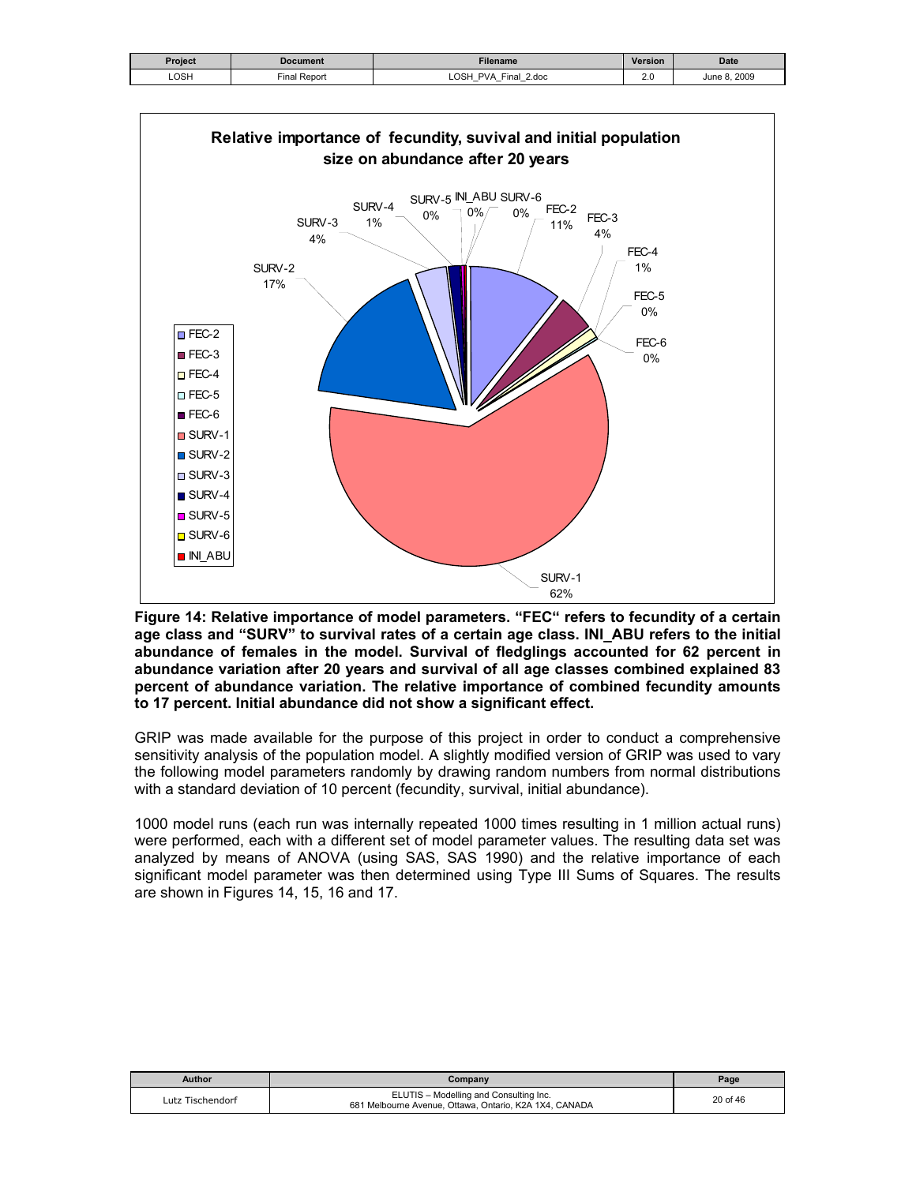| Project | Document | Filename | Version | Date |
|---|---|---|---|---|
| LOSH | Final Report | LOSH_PVA_Final_2.doc | 2.0 | June 8, 2009 |

**Relative importance of fecundity, suvival and initial population size on abundance after 20 years**

| Parameter | Relative importance |
|---|---|
| FEC-2 | 11% |
| FEC-3 | 4% |
| FEC-4 | 1% |
| FEC-5 | 0% |
| FEC-6 | 0% |
| SURV-1 | 62% |
| SURV-2 | 17% |
| SURV-3 | 4% |
| SURV-4 | 1% |
| SURV-5 | 0% |
| SURV-6 | 0% |
| INI_ABU | 0% |

**Figure 14: Relative importance of model parameters. "FEC" refers to fecundity of a certain age class and "SURV" to survival rates of a certain age class. INI_ABU refers to the initial abundance of females in the model. Survival of fledglings accounted for 62 percent in abundance variation after 20 years and survival of all age classes combined explained 83 percent of abundance variation. The relative importance of combined fecundity amounts to 17 percent. Initial abundance did not show a significant effect.**

GRIP was made available for the purpose of this project in order to conduct a comprehensive sensitivity analysis of the population model. A slightly modified version of GRIP was used to vary the following model parameters randomly by drawing random numbers from normal distributions with a standard deviation of 10 percent (fecundity, survival, initial abundance).

1000 model runs (each run was internally repeated 1000 times resulting in 1 million actual runs) were performed, each with a different set of model parameter values. The resulting data set was analyzed by means of ANOVA (using SAS, SAS 1990) and the relative importance of each significant model parameter was then determined using Type III Sums of Squares. The results are shown in Figures 14, 15, 16 and 17.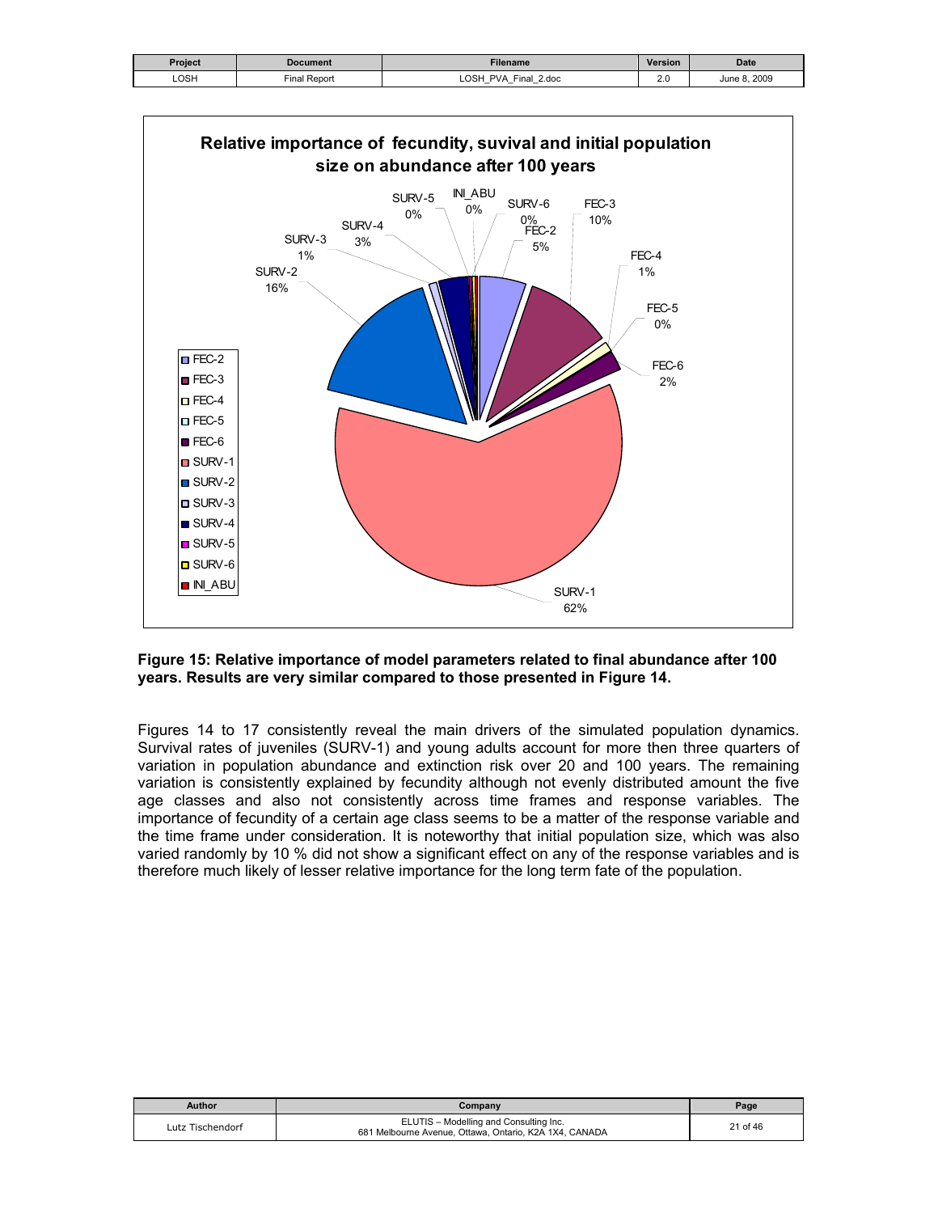**Figure 15: Relative importance of model parameters related to final abundance after 100 years. Results are very similar compared to those presented in Figure 14.**

Figures 14 to 17 consistently reveal the main drivers of the simulated population dynamics. Survival rates of juveniles (SURV-1) and young adults account for more then three quarters of variation in population abundance and extinction risk over 20 and 100 years. The remaining variation is consistently explained by fecundity although not evenly distributed amount the five age classes and also not consistently across time frames and response variables. The importance of fecundity of a certain age class seems to be a matter of the response variable and the time frame under consideration. It is noteworthy that initial population size, which was also varied randomly by 10 % did not show a significant effect on any of the response variables and is therefore much likely of lesser relative importance for the long term fate of the population.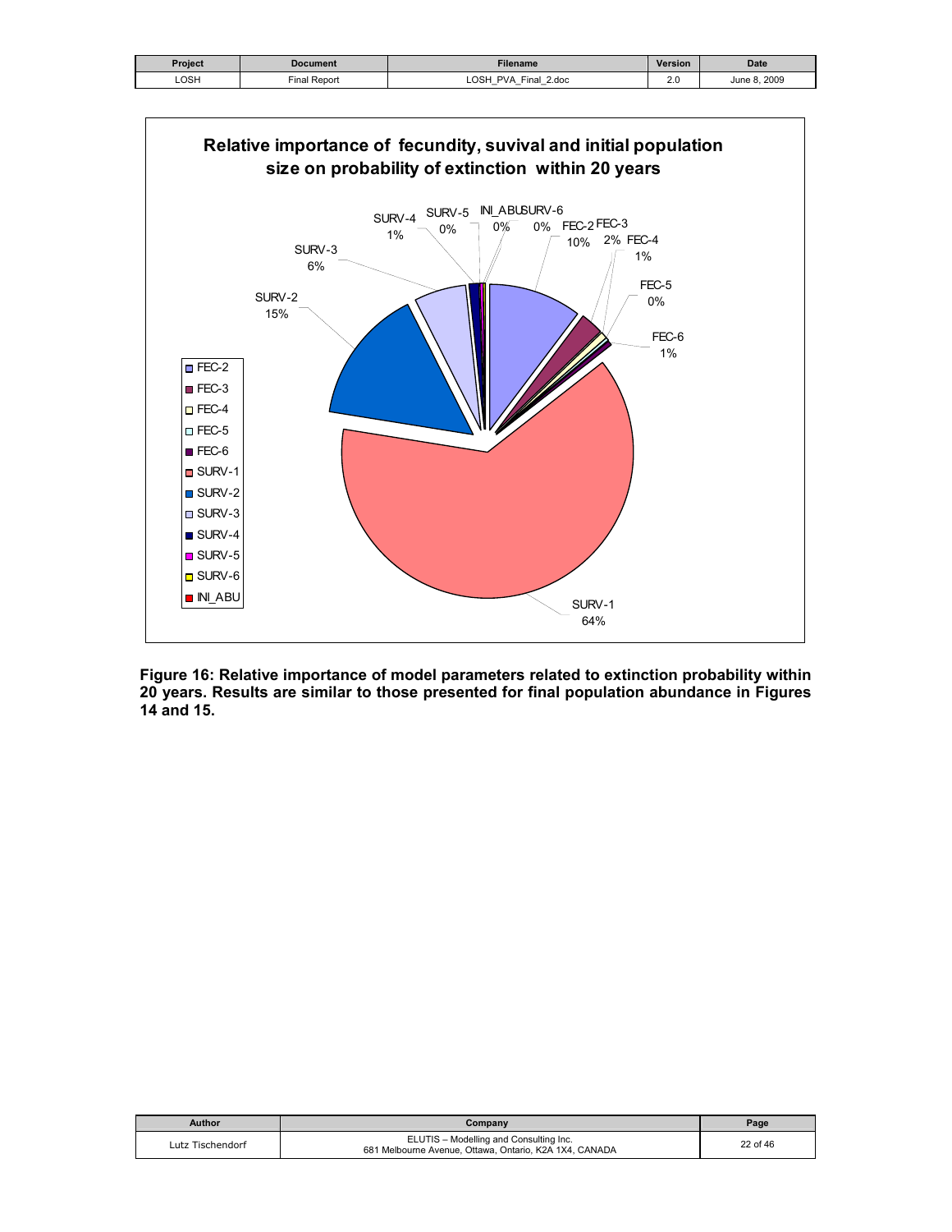**Relative importance of fecundity, suvival and initial population size on probability of extinction within 20 years**

| Parameter | Relative importance |
|---|---|
| FEC-2 | 10% |
| FEC-3 | 2% |
| FEC-4 | 1% |
| FEC-5 | 0% |
| FEC-6 | 1% |
| SURV-1 | 64% |
| SURV-2 | 15% |
| SURV-3 | 6% |
| SURV-4 | 1% |
| SURV-5 | 0% |
| SURV-6 | 0% |
| INI_ABU | 0% |

**Figure 16: Relative importance of model parameters related to extinction probability within 20 years. Results are similar to those presented for final population abundance in Figures 14 and 15.**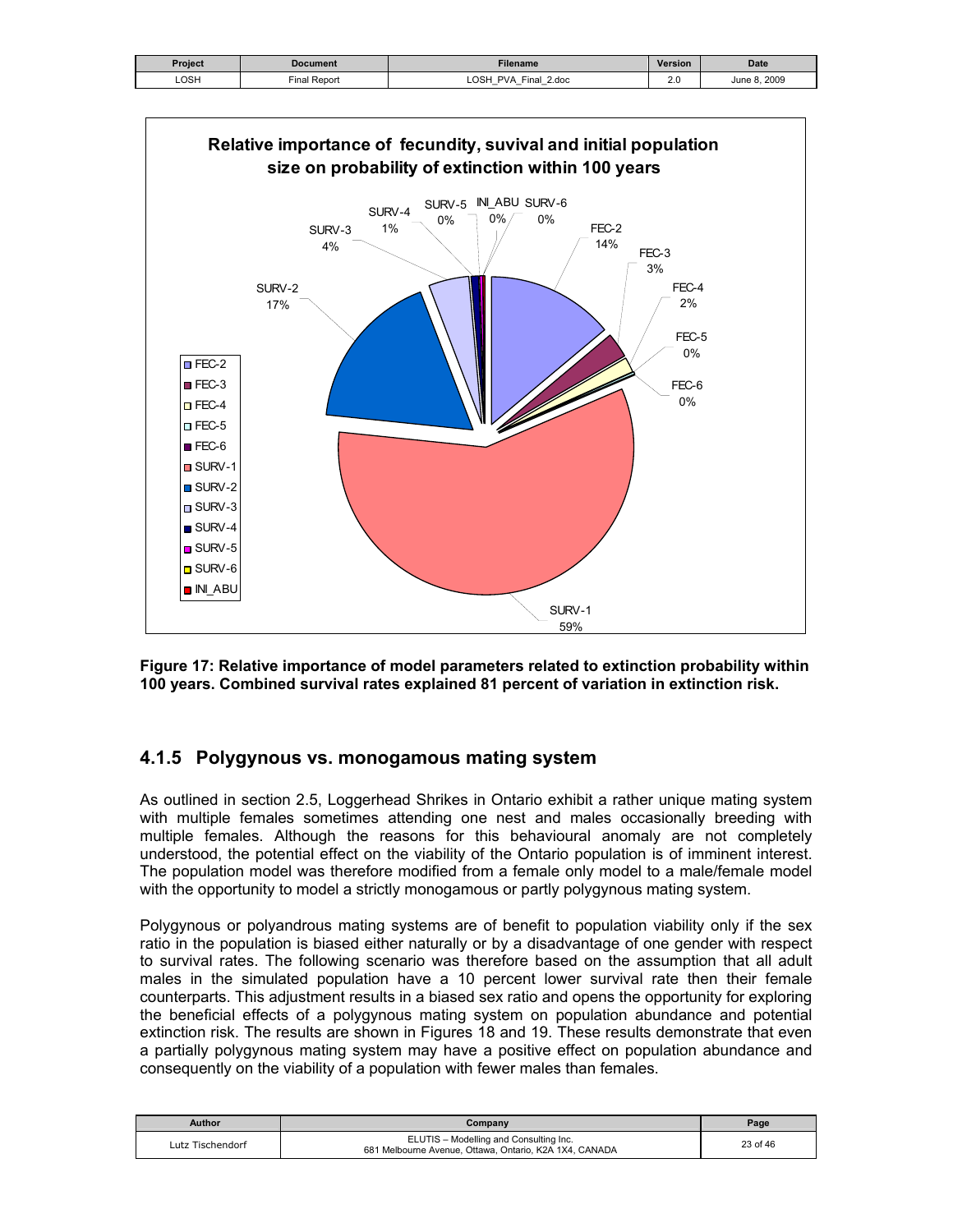Figure 17: Relative importance of model parameters related to extinction probability within 100 years. Combined survival rates explained 81 percent of variation in extinction risk.

### 4.1.5 Polygynous vs. monogamous mating system

As outlined in section 2.5, Loggerhead Shrikes in Ontario exhibit a rather unique mating system with multiple females sometimes attending one nest and males occasionally breeding with multiple females. Although the reasons for this behavioural anomaly are not completely understood, the potential effect on the viability of the Ontario population is of imminent interest. The population model was therefore modified from a female only model to a male/female model with the opportunity to model a strictly monogamous or partly polygynous mating system.

Polygynous or polyandrous mating systems are of benefit to population viability only if the sex ratio in the population is biased either naturally or by a disadvantage of one gender with respect to survival rates. The following scenario was therefore based on the assumption that all adult males in the simulated population have a 10 percent lower survival rate then their female counterparts. This adjustment results in a biased sex ratio and opens the opportunity for exploring the beneficial effects of a polygynous mating system on population abundance and potential extinction risk. The results are shown in Figures 18 and 19. These results demonstrate that even a partially polygynous mating system may have a positive effect on population abundance and consequently on the viability of a population with fewer males than females.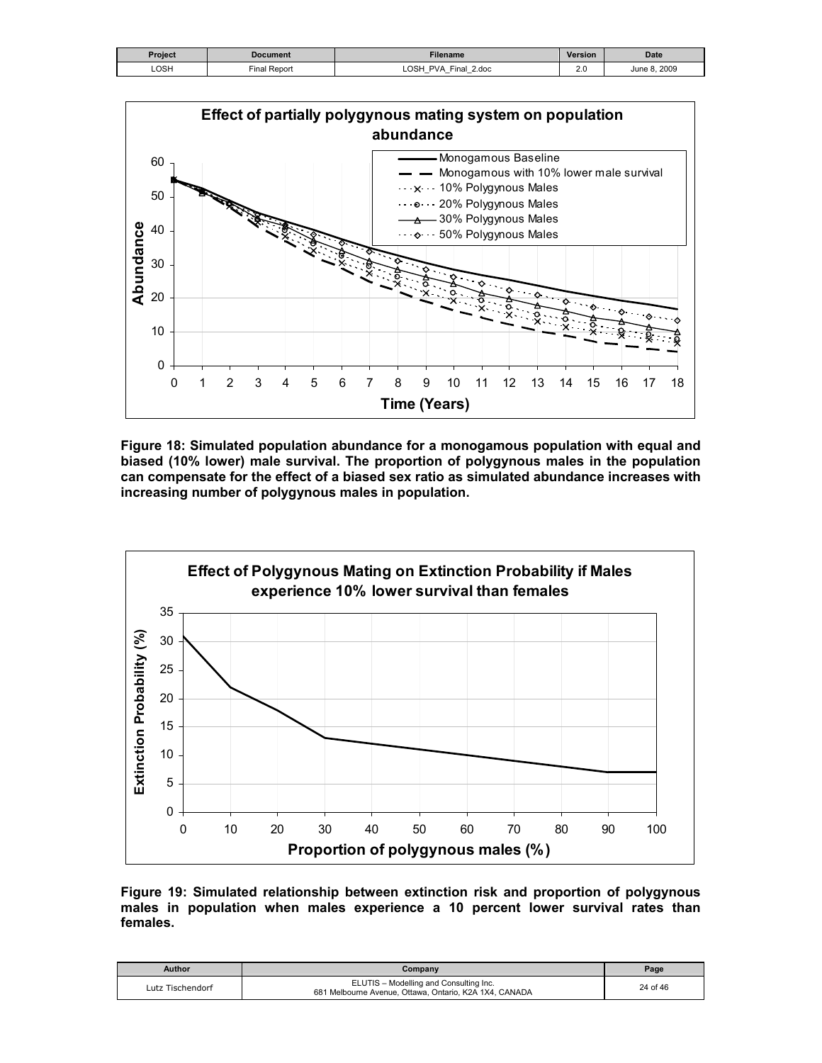Figure 18: Simulated population abundance for a monogamous population with equal and biased (10% lower) male survival. The proportion of polygynous males in the population can compensate for the effect of a biased sex ratio as simulated abundance increases with increasing number of polygynous males in population.

Figure 19: Simulated relationship between extinction risk and proportion of polygynous males in population when males experience a 10 percent lower survival rates than females.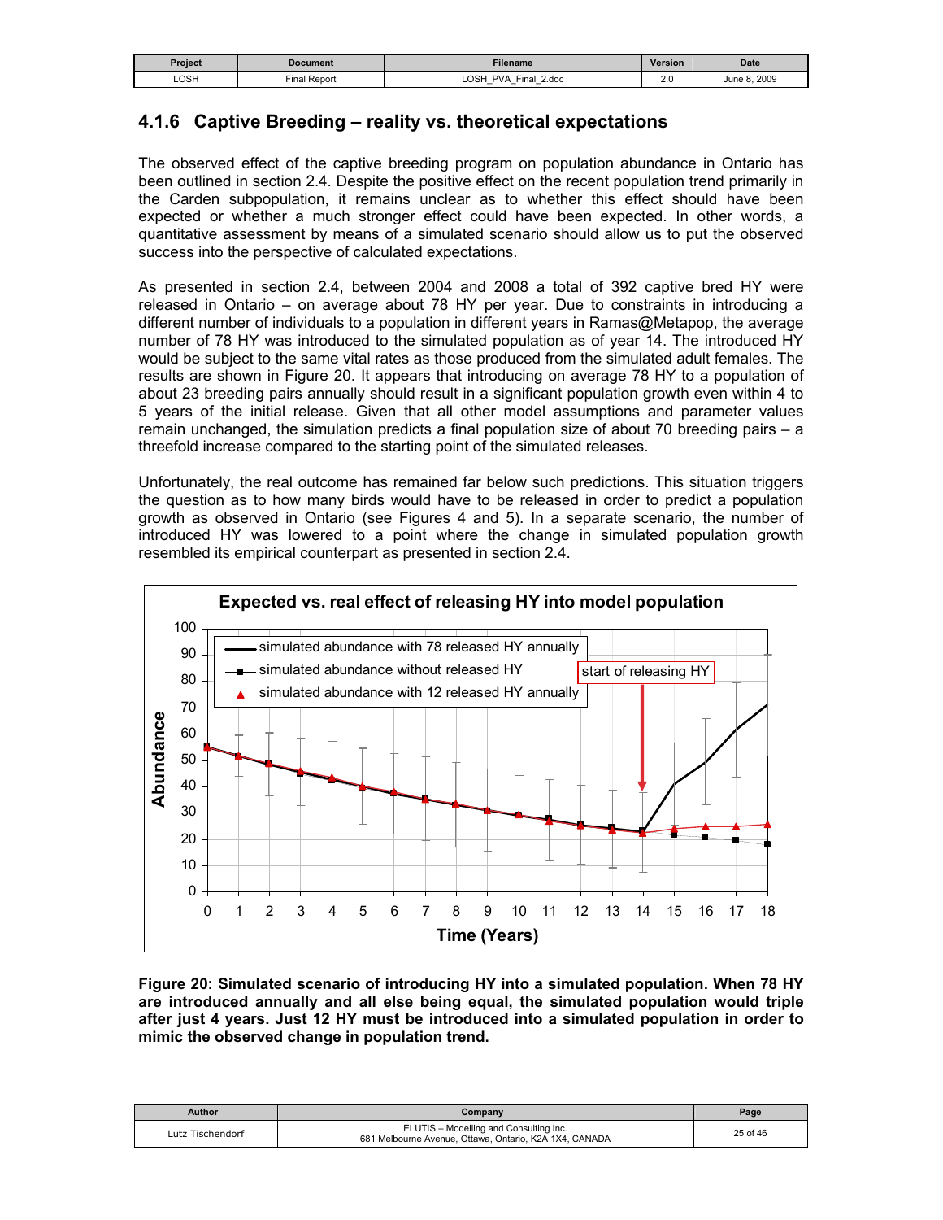## 4.1.6 Captive Breeding – reality vs. theoretical expectations

The observed effect of the captive breeding program on population abundance in Ontario has been outlined in section 2.4. Despite the positive effect on the recent population trend primarily in the Carden subpopulation, it remains unclear as to whether this effect should have been expected or whether a much stronger effect could have been expected. In other words, a quantitative assessment by means of a simulated scenario should allow us to put the observed success into the perspective of calculated expectations.

As presented in section 2.4, between 2004 and 2008 a total of 392 captive bred HY were released in Ontario – on average about 78 HY per year. Due to constraints in introducing a different number of individuals to a population in different years in Ramas@Metapop, the average number of 78 HY was introduced to the simulated population as of year 14. The introduced HY would be subject to the same vital rates as those produced from the simulated adult females. The results are shown in Figure 20. It appears that introducing on average 78 HY to a population of about 23 breeding pairs annually should result in a significant population growth even within 4 to 5 years of the initial release. Given that all other model assumptions and parameter values remain unchanged, the simulation predicts a final population size of about 70 breeding pairs – a threefold increase compared to the starting point of the simulated releases.

Unfortunately, the real outcome has remained far below such predictions. This situation triggers the question as to how many birds would have to be released in order to predict a population growth as observed in Ontario (see Figures 4 and 5). In a separate scenario, the number of introduced HY was lowered to a point where the change in simulated population growth resembled its empirical counterpart as presented in section 2.4.

**Figure 20: Simulated scenario of introducing HY into a simulated population. When 78 HY are introduced annually and all else being equal, the simulated population would triple after just 4 years. Just 12 HY must be introduced into a simulated population in order to mimic the observed change in population trend.**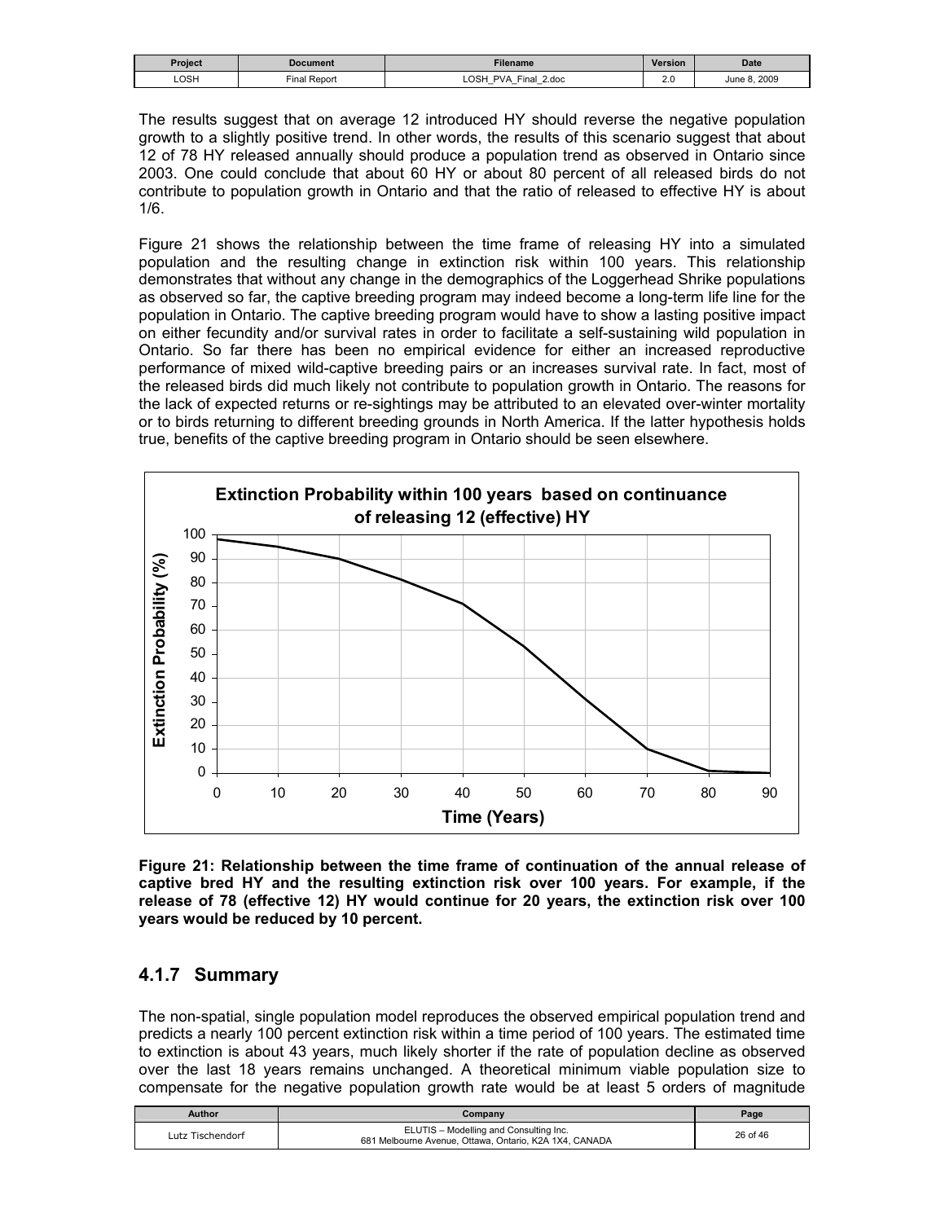The results suggest that on average 12 introduced HY should reverse the negative population growth to a slightly positive trend. In other words, the results of this scenario suggest that about 12 of 78 HY released annually should produce a population trend as observed in Ontario since 2003. One could conclude that about 60 HY or about 80 percent of all released birds do not contribute to population growth in Ontario and that the ratio of released to effective HY is about 1/6.

Figure 21 shows the relationship between the time frame of releasing HY into a simulated population and the resulting change in extinction risk within 100 years. This relationship demonstrates that without any change in the demographics of the Loggerhead Shrike populations as observed so far, the captive breeding program may indeed become a long-term life line for the population in Ontario. The captive breeding program would have to show a lasting positive impact on either fecundity and/or survival rates in order to facilitate a self-sustaining wild population in Ontario. So far there has been no empirical evidence for either an increased reproductive performance of mixed wild-captive breeding pairs or an increases survival rate. In fact, most of the released birds did much likely not contribute to population growth in Ontario. The reasons for the lack of expected returns or re-sightings may be attributed to an elevated over-winter mortality or to birds returning to different breeding grounds in North America. If the latter hypothesis holds true, benefits of the captive breeding program in Ontario should be seen elsewhere.

**Figure 21: Relationship between the time frame of continuation of the annual release of captive bred HY and the resulting extinction risk over 100 years. For example, if the release of 78 (effective 12) HY would continue for 20 years, the extinction risk over 100 years would be reduced by 10 percent.**

### 4.1.7 Summary

The non-spatial, single population model reproduces the observed empirical population trend and predicts a nearly 100 percent extinction risk within a time period of 100 years. The estimated time to extinction is about 43 years, much likely shorter if the rate of population decline as observed over the last 18 years remains unchanged. A theoretical minimum viable population size to compensate for the negative population growth rate would be at least 5 orders of magnitude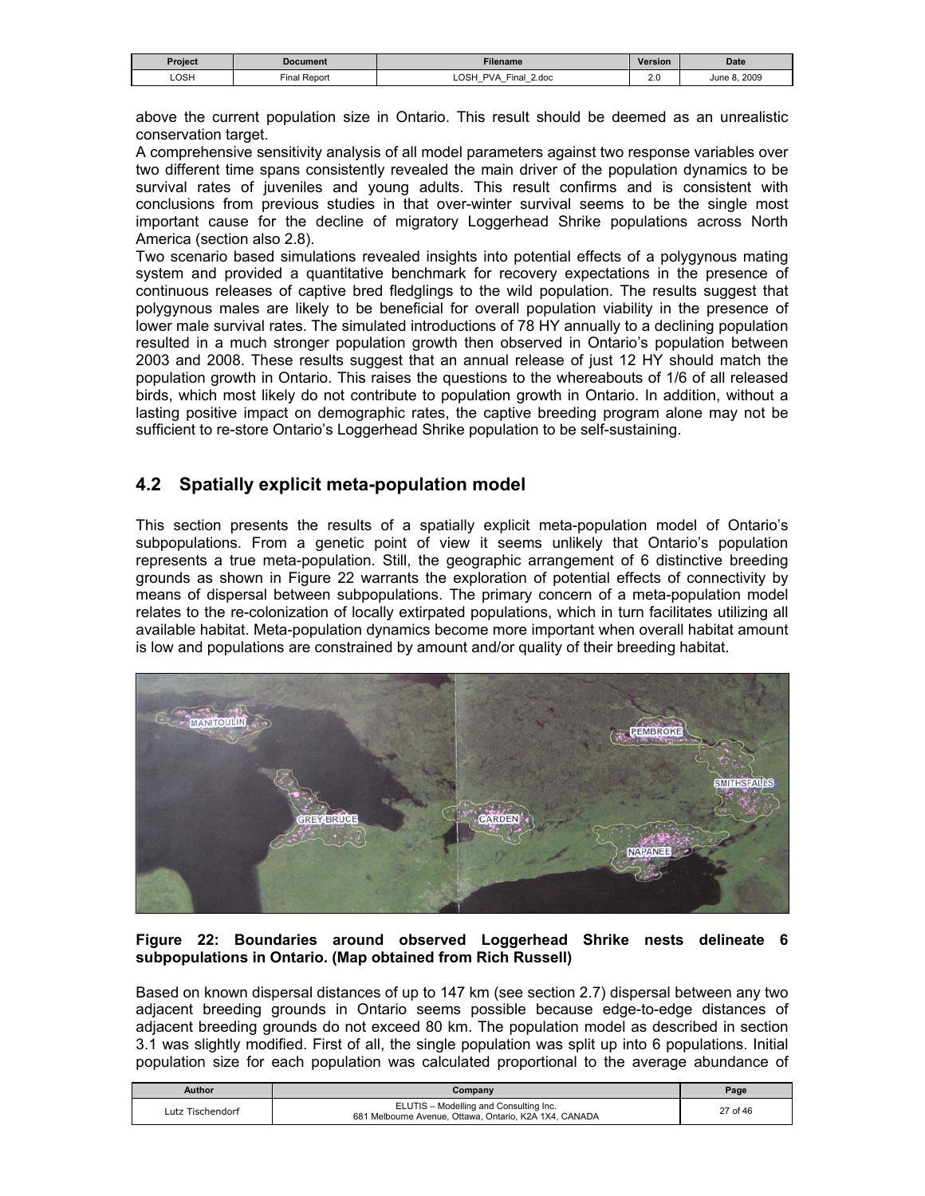above the current population size in Ontario. This result should be deemed as an unrealistic conservation target.

A comprehensive sensitivity analysis of all model parameters against two response variables over two different time spans consistently revealed the main driver of the population dynamics to be survival rates of juveniles and young adults. This result confirms and is consistent with conclusions from previous studies in that over-winter survival seems to be the single most important cause for the decline of migratory Loggerhead Shrike populations across North America (section also 2.8).

Two scenario based simulations revealed insights into potential effects of a polygynous mating system and provided a quantitative benchmark for recovery expectations in the presence of continuous releases of captive bred fledglings to the wild population. The results suggest that polygynous males are likely to be beneficial for overall population viability in the presence of lower male survival rates. The simulated introductions of 78 HY annually to a declining population resulted in a much stronger population growth then observed in Ontario's population between 2003 and 2008. These results suggest that an annual release of just 12 HY should match the population growth in Ontario. This raises the questions to the whereabouts of 1/6 of all released birds, which most likely do not contribute to population growth in Ontario. In addition, without a lasting positive impact on demographic rates, the captive breeding program alone may not be sufficient to re-store Ontario's Loggerhead Shrike population to be self-sustaining.

## 4.2 Spatially explicit meta-population model

This section presents the results of a spatially explicit meta-population model of Ontario's subpopulations. From a genetic point of view it seems unlikely that Ontario's population represents a true meta-population. Still, the geographic arrangement of 6 distinctive breeding grounds as shown in Figure 22 warrants the exploration of potential effects of connectivity by means of dispersal between subpopulations. The primary concern of a meta-population model relates to the re-colonization of locally extirpated populations, which in turn facilitates utilizing all available habitat. Meta-population dynamics become more important when overall habitat amount is low and populations are constrained by amount and/or quality of their breeding habitat.

**Figure 22: Boundaries around observed Loggerhead Shrike nests delineate 6 subpopulations in Ontario. (Map obtained from Rich Russell)**

Based on known dispersal distances of up to 147 km (see section 2.7) dispersal between any two adjacent breeding grounds in Ontario seems possible because edge-to-edge distances of adjacent breeding grounds do not exceed 80 km. The population model as described in section 3.1 was slightly modified. First of all, the single population was split up into 6 populations. Initial population size for each population was calculated proportional to the average abundance of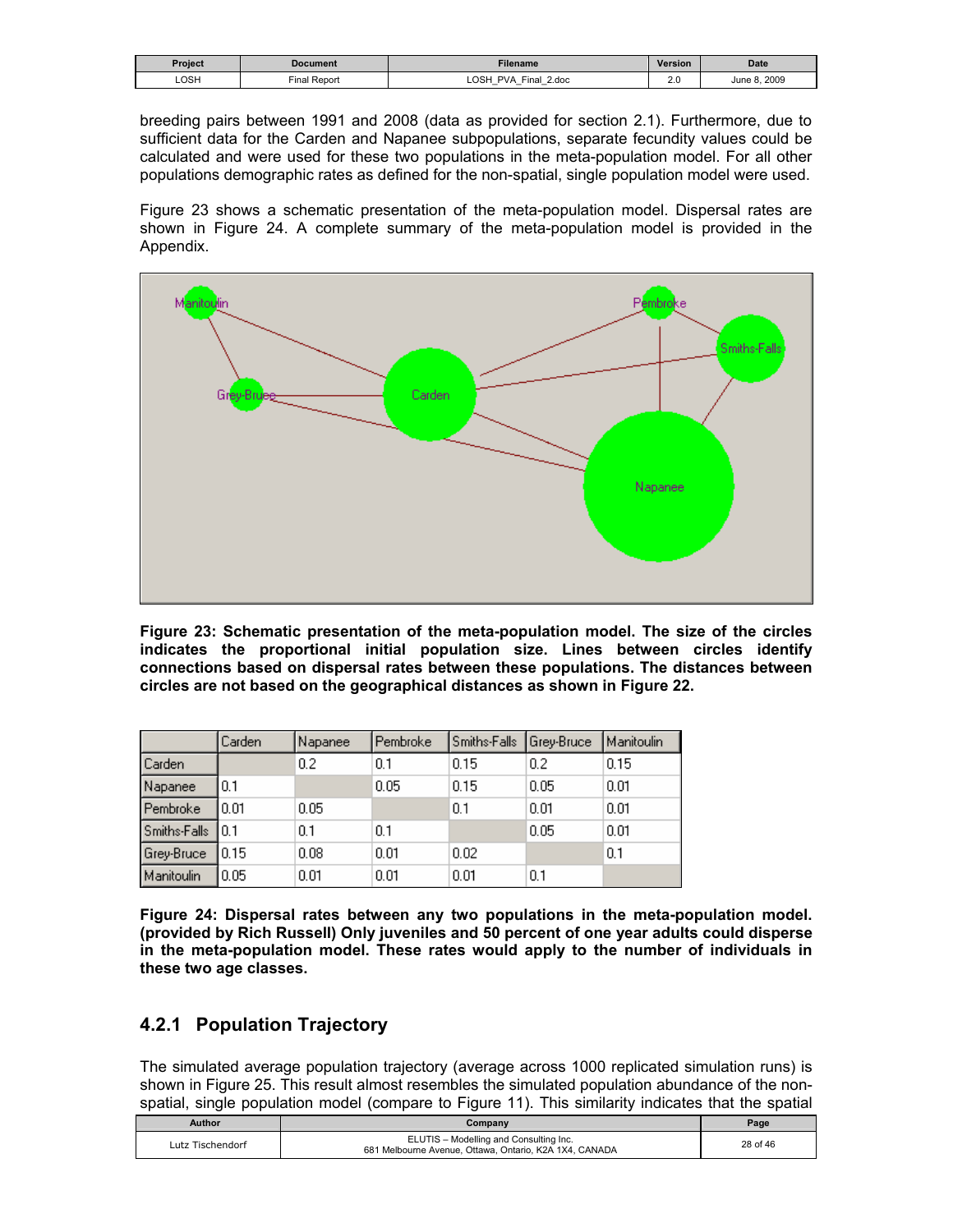breeding pairs between 1991 and 2008 (data as provided for section 2.1). Furthermore, due to sufficient data for the Carden and Napanee subpopulations, separate fecundity values could be calculated and were used for these two populations in the meta-population model. For all other populations demographic rates as defined for the non-spatial, single population model were used.

Figure 23 shows a schematic presentation of the meta-population model. Dispersal rates are shown in Figure 24. A complete summary of the meta-population model is provided in the Appendix.

**Figure 23: Schematic presentation of the meta-population model. The size of the circles indicates the proportional initial population size. Lines between circles identify connections based on dispersal rates between these populations. The distances between circles are not based on the geographical distances as shown in Figure 22.**

| | Carden | Napanee | Pembroke | Smiths-Falls | Grey-Bruce | Manitoulin |
|---|---|---|---|---|---|---|
| Carden | | 0.2 | 0.1 | 0.15 | 0.2 | 0.15 |
| Napanee | 0.1 | | 0.05 | 0.15 | 0.05 | 0.01 |
| Pembroke | 0.01 | 0.05 | | 0.1 | 0.01 | 0.01 |
| Smiths-Falls | 0.1 | 0.1 | 0.1 | | 0.05 | 0.01 |
| Grey-Bruce | 0.15 | 0.08 | 0.01 | 0.02 | | 0.1 |
| Manitoulin | 0.05 | 0.01 | 0.01 | 0.01 | 0.1 | |

**Figure 24: Dispersal rates between any two populations in the meta-population model. (provided by Rich Russell) Only juveniles and 50 percent of one year adults could disperse in the meta-population model. These rates would apply to the number of individuals in these two age classes.**

### 4.2.1 Population Trajectory

The simulated average population trajectory (average across 1000 replicated simulation runs) is shown in Figure 25. This result almost resembles the simulated population abundance of the non-spatial, single population model (compare to Figure 11). This similarity indicates that the spatial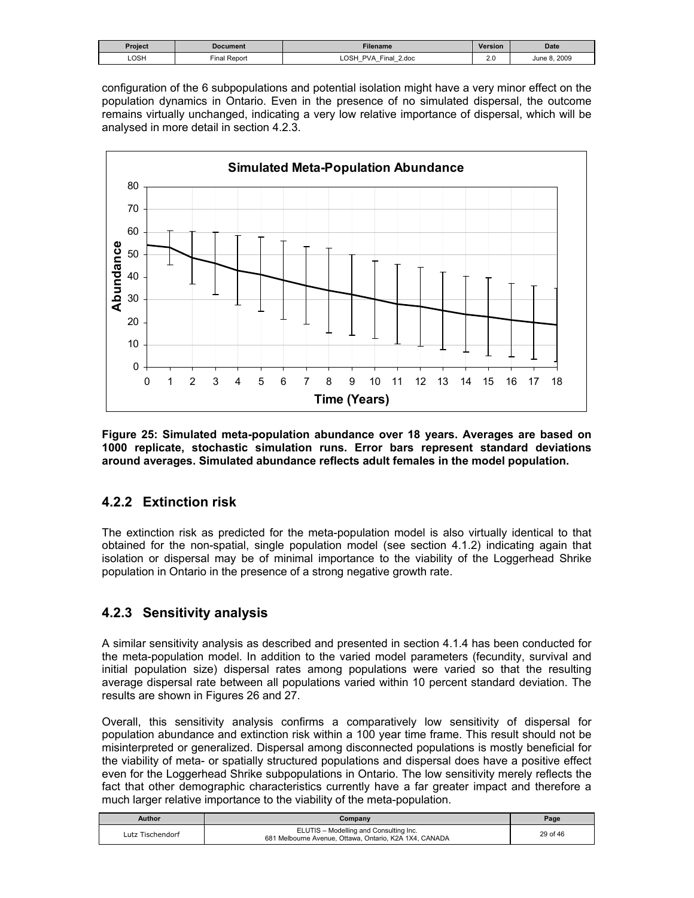configuration of the 6 subpopulations and potential isolation might have a very minor effect on the population dynamics in Ontario. Even in the presence of no simulated dispersal, the outcome remains virtually unchanged, indicating a very low relative importance of dispersal, which will be analysed in more detail in section 4.2.3.

**Figure 25: Simulated meta-population abundance over 18 years. Averages are based on 1000 replicate, stochastic simulation runs. Error bars represent standard deviations around averages. Simulated abundance reflects adult females in the model population.**

### 4.2.2 Extinction risk

The extinction risk as predicted for the meta-population model is also virtually identical to that obtained for the non-spatial, single population model (see section 4.1.2) indicating again that isolation or dispersal may be of minimal importance to the viability of the Loggerhead Shrike population in Ontario in the presence of a strong negative growth rate.

### 4.2.3 Sensitivity analysis

A similar sensitivity analysis as described and presented in section 4.1.4 has been conducted for the meta-population model. In addition to the varied model parameters (fecundity, survival and initial population size) dispersal rates among populations were varied so that the resulting average dispersal rate between all populations varied within 10 percent standard deviation. The results are shown in Figures 26 and 27.

Overall, this sensitivity analysis confirms a comparatively low sensitivity of dispersal for population abundance and extinction risk within a 100 year time frame. This result should not be misinterpreted or generalized. Dispersal among disconnected populations is mostly beneficial for the viability of meta- or spatially structured populations and dispersal does have a positive effect even for the Loggerhead Shrike subpopulations in Ontario. The low sensitivity merely reflects the fact that other demographic characteristics currently have a far greater impact and therefore a much larger relative importance to the viability of the meta-population.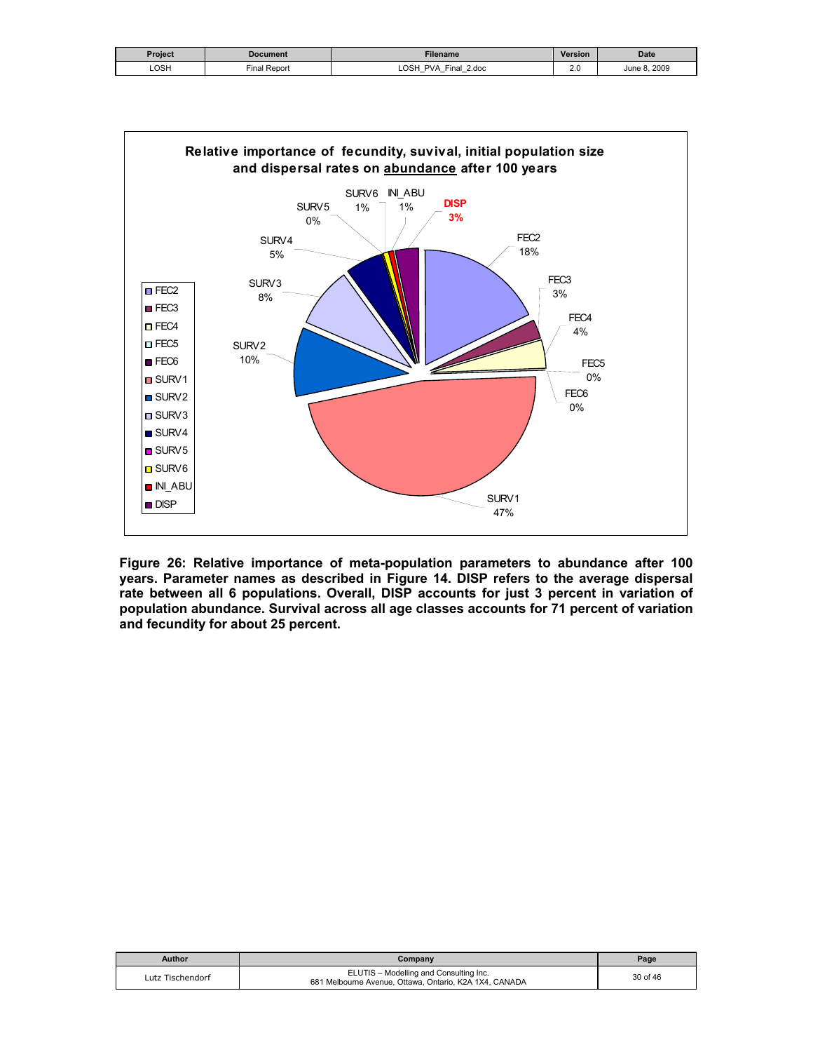**Relative importance of fecundity, suvival, initial population size and dispersal rates on abundance after 100 years**

| Parameter | Percent |
|---|---|
| FEC2 | 18% |
| FEC3 | 3% |
| FEC4 | 4% |
| FEC5 | 0% |
| FEC6 | 0% |
| SURV1 | 47% |
| SURV2 | 10% |
| SURV3 | 8% |
| SURV4 | 5% |
| SURV5 | 0% |
| SURV6 | 1% |
| INI_ABU | 1% |
| DISP | 3% |

**Figure 26: Relative importance of meta-population parameters to abundance after 100 years. Parameter names as described in Figure 14. DISP refers to the average dispersal rate between all 6 populations. Overall, DISP accounts for just 3 percent in variation of population abundance. Survival across all age classes accounts for 71 percent of variation and fecundity for about 25 percent.**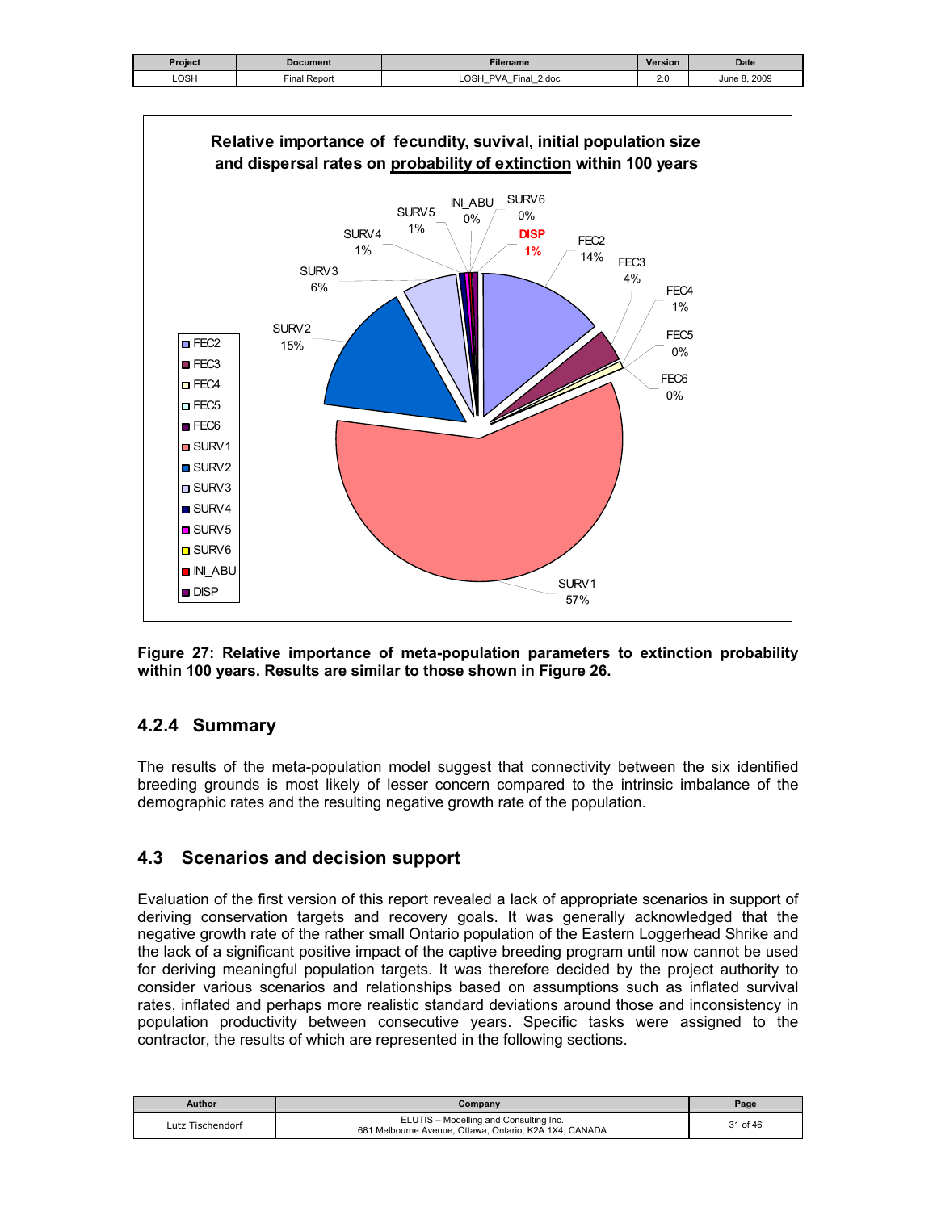**Figure 27: Relative importance of meta-population parameters to extinction probability within 100 years. Results are similar to those shown in Figure 26.**

### 4.2.4 Summary

The results of the meta-population model suggest that connectivity between the six identified breeding grounds is most likely of lesser concern compared to the intrinsic imbalance of the demographic rates and the resulting negative growth rate of the population.

## 4.3 Scenarios and decision support

Evaluation of the first version of this report revealed a lack of appropriate scenarios in support of deriving conservation targets and recovery goals. It was generally acknowledged that the negative growth rate of the rather small Ontario population of the Eastern Loggerhead Shrike and the lack of a significant positive impact of the captive breeding program until now cannot be used for deriving meaningful population targets. It was therefore decided by the project authority to consider various scenarios and relationships based on assumptions such as inflated survival rates, inflated and perhaps more realistic standard deviations around those and inconsistency in population productivity between consecutive years. Specific tasks were assigned to the contractor, the results of which are represented in the following sections.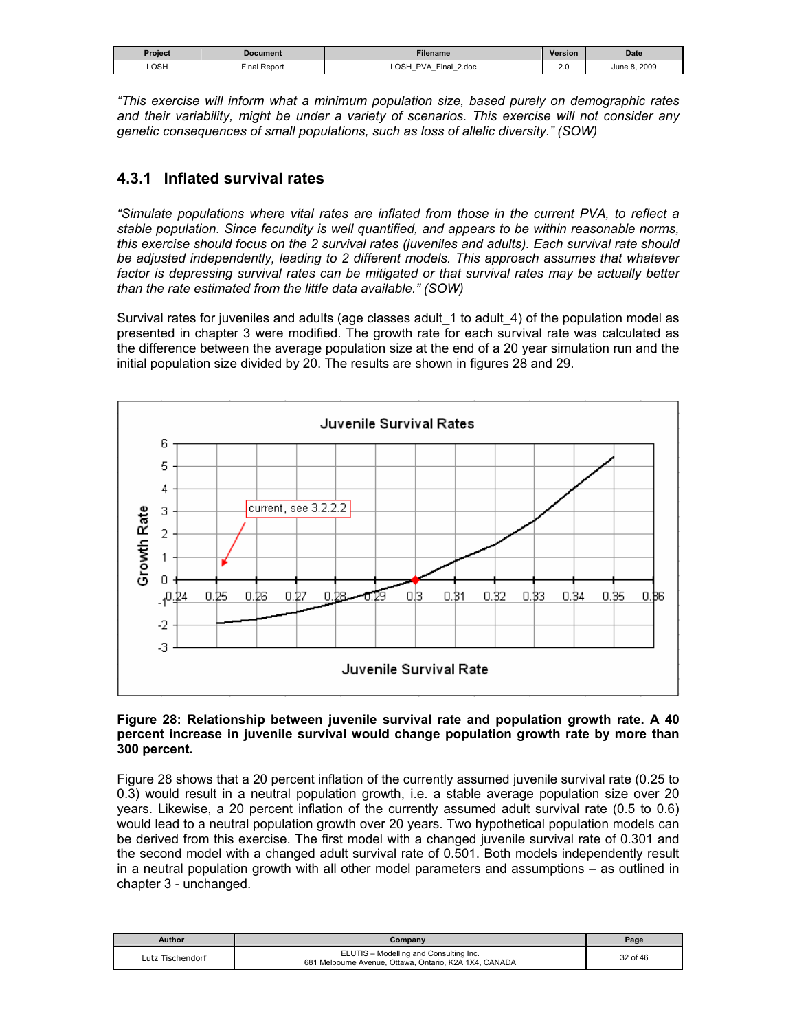*"This exercise will inform what a minimum population size, based purely on demographic rates and their variability, might be under a variety of scenarios. This exercise will not consider any genetic consequences of small populations, such as loss of allelic diversity." (SOW)*

### 4.3.1 Inflated survival rates

*"Simulate populations where vital rates are inflated from those in the current PVA, to reflect a stable population. Since fecundity is well quantified, and appears to be within reasonable norms, this exercise should focus on the 2 survival rates (juveniles and adults). Each survival rate should be adjusted independently, leading to 2 different models. This approach assumes that whatever factor is depressing survival rates can be mitigated or that survival rates may be actually better than the rate estimated from the little data available." (SOW)*

Survival rates for juveniles and adults (age classes adult_1 to adult_4) of the population model as presented in chapter 3 were modified. The growth rate for each survival rate was calculated as the difference between the average population size at the end of a 20 year simulation run and the initial population size divided by 20. The results are shown in figures 28 and 29.

**Figure 28: Relationship between juvenile survival rate and population growth rate. A 40 percent increase in juvenile survival would change population growth rate by more than 300 percent.**

Figure 28 shows that a 20 percent inflation of the currently assumed juvenile survival rate (0.25 to 0.3) would result in a neutral population growth, i.e. a stable average population size over 20 years. Likewise, a 20 percent inflation of the currently assumed adult survival rate (0.5 to 0.6) would lead to a neutral population growth over 20 years. Two hypothetical population models can be derived from this exercise. The first model with a changed juvenile survival rate of 0.301 and the second model with a changed adult survival rate of 0.501. Both models independently result in a neutral population growth with all other model parameters and assumptions – as outlined in chapter 3 - unchanged.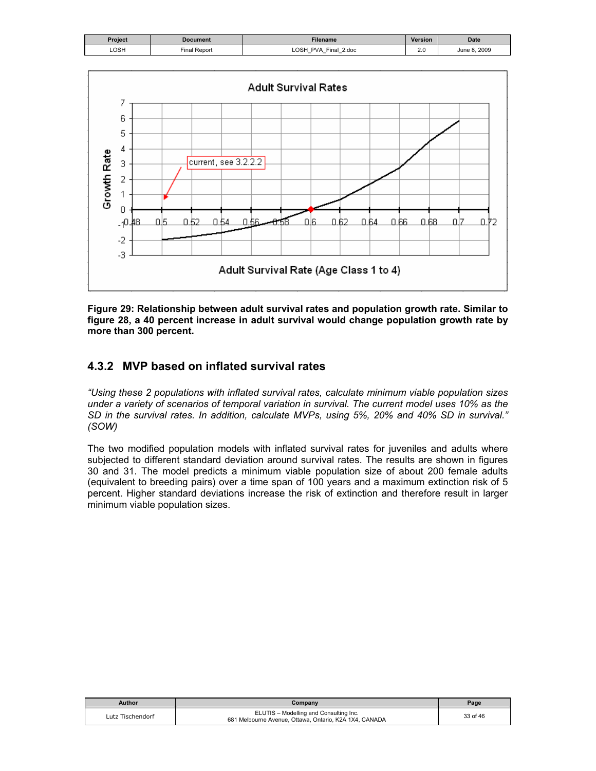**Figure 29: Relationship between adult survival rates and population growth rate. Similar to figure 28, a 40 percent increase in adult survival would change population growth rate by more than 300 percent.**

## 4.3.2 MVP based on inflated survival rates

*“Using these 2 populations with inflated survival rates, calculate minimum viable population sizes under a variety of scenarios of temporal variation in survival. The current model uses 10% as the SD in the survival rates. In addition, calculate MVPs, using 5%, 20% and 40% SD in survival.” (SOW)*

The two modified population models with inflated survival rates for juveniles and adults where subjected to different standard deviation around survival rates. The results are shown in figures 30 and 31. The model predicts a minimum viable population size of about 200 female adults (equivalent to breeding pairs) over a time span of 100 years and a maximum extinction risk of 5 percent. Higher standard deviations increase the risk of extinction and therefore result in larger minimum viable population sizes.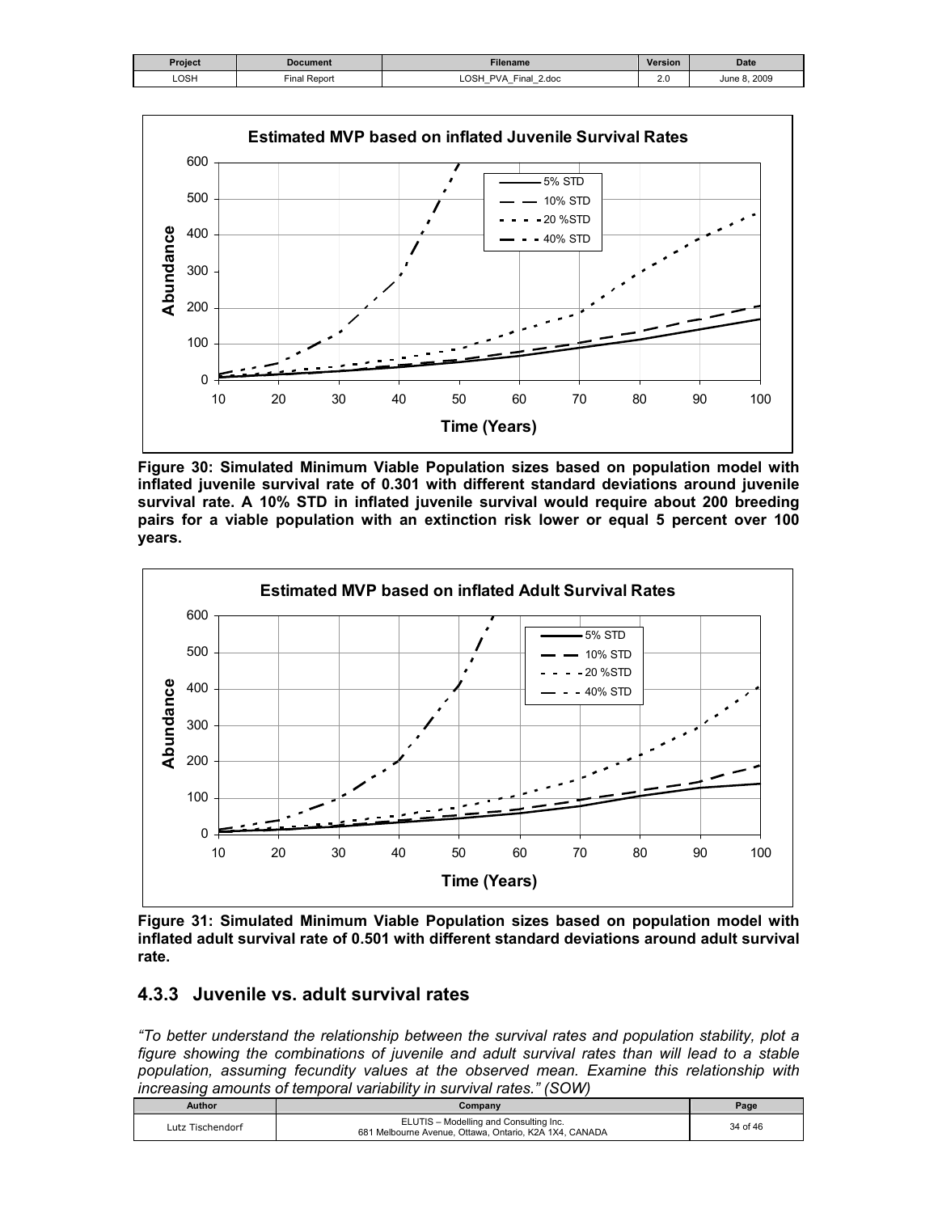**Figure 30: Simulated Minimum Viable Population sizes based on population model with inflated juvenile survival rate of 0.301 with different standard deviations around juvenile survival rate. A 10% STD in inflated juvenile survival would require about 200 breeding pairs for a viable population with an extinction risk lower or equal 5 percent over 100 years.**

**Figure 31: Simulated Minimum Viable Population sizes based on population model with inflated adult survival rate of 0.501 with different standard deviations around adult survival rate.**

### 4.3.3 Juvenile vs. adult survival rates

*"To better understand the relationship between the survival rates and population stability, plot a figure showing the combinations of juvenile and adult survival rates than will lead to a stable population, assuming fecundity values at the observed mean. Examine this relationship with increasing amounts of temporal variability in survival rates." (SOW)*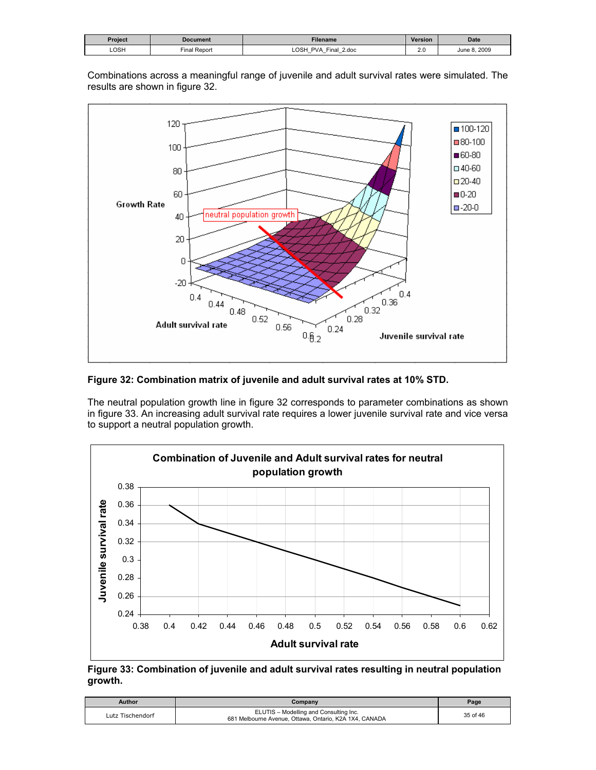Combinations across a meaningful range of juvenile and adult survival rates were simulated. The results are shown in figure 32.

**Figure 32: Combination matrix of juvenile and adult survival rates at 10% STD.**

The neutral population growth line in figure 32 corresponds to parameter combinations as shown in figure 33. An increasing adult survival rate requires a lower juvenile survival rate and vice versa to support a neutral population growth.

**Figure 33: Combination of juvenile and adult survival rates resulting in neutral population growth.**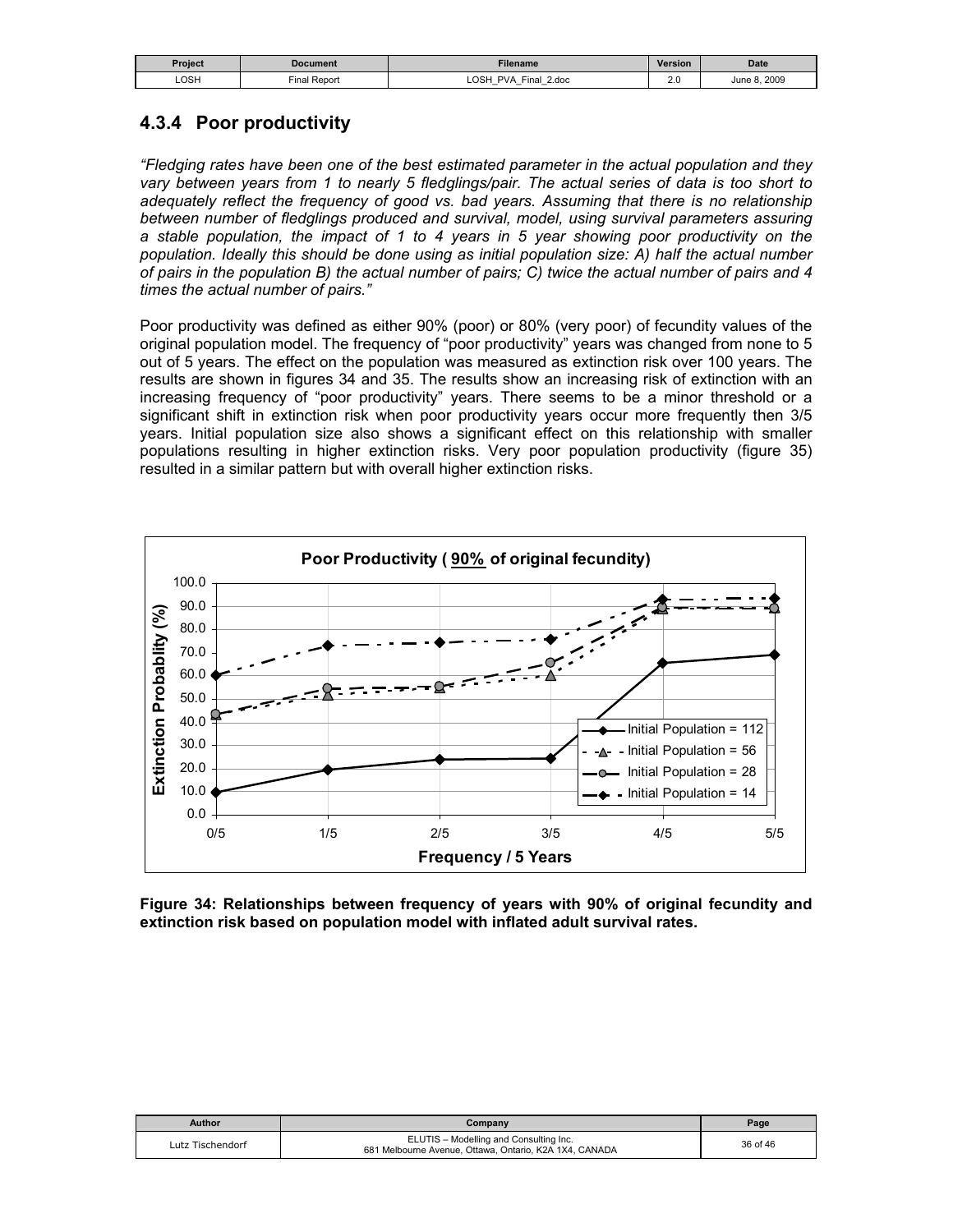### 4.3.4 Poor productivity

*"Fledging rates have been one of the best estimated parameter in the actual population and they vary between years from 1 to nearly 5 fledglings/pair. The actual series of data is too short to adequately reflect the frequency of good vs. bad years. Assuming that there is no relationship between number of fledglings produced and survival, model, using survival parameters assuring a stable population, the impact of 1 to 4 years in 5 year showing poor productivity on the population. Ideally this should be done using as initial population size: A) half the actual number of pairs in the population B) the actual number of pairs; C) twice the actual number of pairs and 4 times the actual number of pairs."*

Poor productivity was defined as either 90% (poor) or 80% (very poor) of fecundity values of the original population model. The frequency of "poor productivity" years was changed from none to 5 out of 5 years. The effect on the population was measured as extinction risk over 100 years. The results are shown in figures 34 and 35. The results show an increasing risk of extinction with an increasing frequency of "poor productivity" years. There seems to be a minor threshold or a significant shift in extinction risk when poor productivity years occur more frequently then 3/5 years. Initial population size also shows a significant effect on this relationship with smaller populations resulting in higher extinction risks. Very poor population productivity (figure 35) resulted in a similar pattern but with overall higher extinction risks.

**Figure 34: Relationships between frequency of years with 90% of original fecundity and extinction risk based on population model with inflated adult survival rates.**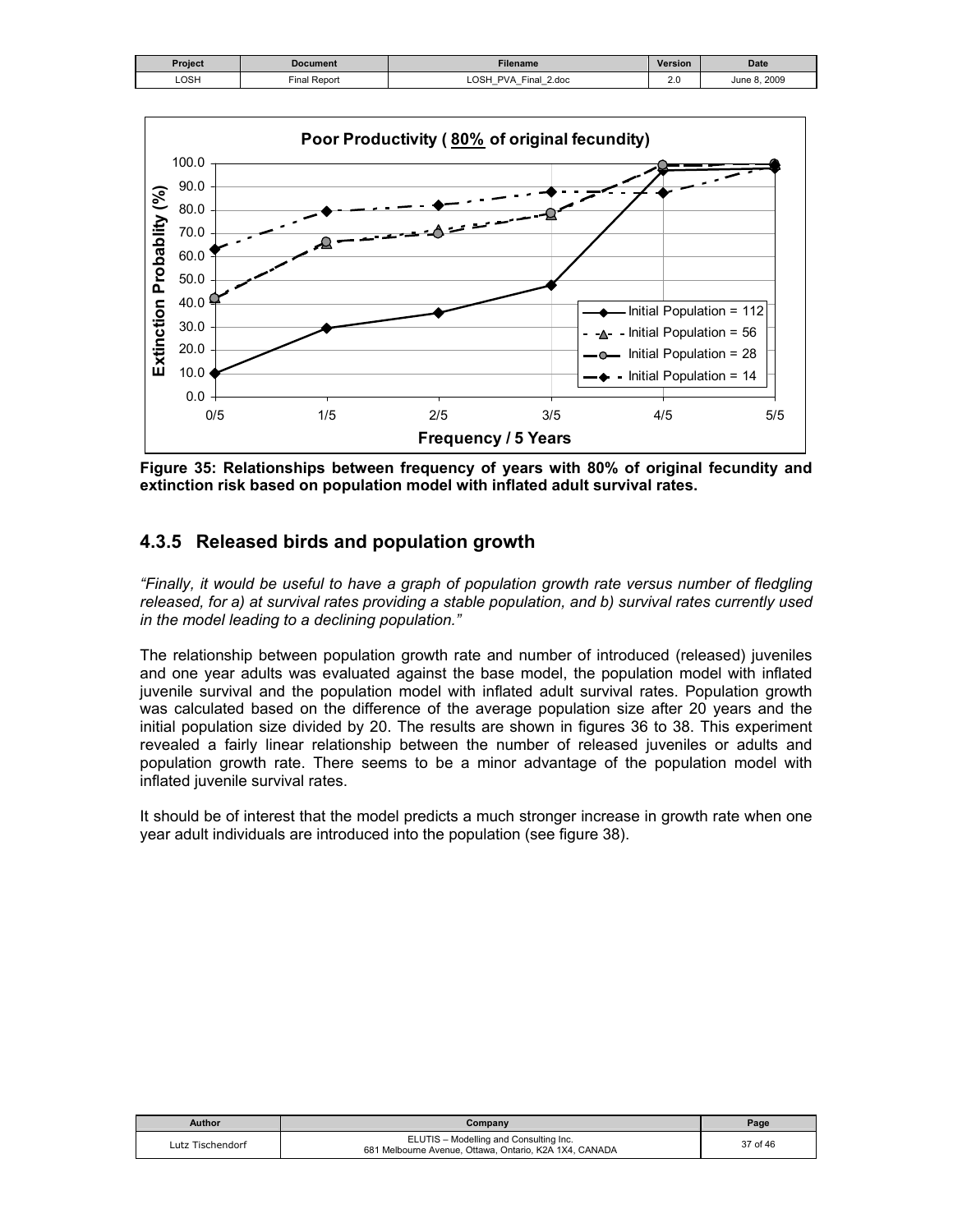**Figure 35: Relationships between frequency of years with 80% of original fecundity and extinction risk based on population model with inflated adult survival rates.**

### 4.3.5 Released birds and population growth

*"Finally, it would be useful to have a graph of population growth rate versus number of fledgling released, for a) at survival rates providing a stable population, and b) survival rates currently used in the model leading to a declining population."*

The relationship between population growth rate and number of introduced (released) juveniles and one year adults was evaluated against the base model, the population model with inflated juvenile survival and the population model with inflated adult survival rates. Population growth was calculated based on the difference of the average population size after 20 years and the initial population size divided by 20. The results are shown in figures 36 to 38. This experiment revealed a fairly linear relationship between the number of released juveniles or adults and population growth rate. There seems to be a minor advantage of the population model with inflated juvenile survival rates.

It should be of interest that the model predicts a much stronger increase in growth rate when one year adult individuals are introduced into the population (see figure 38).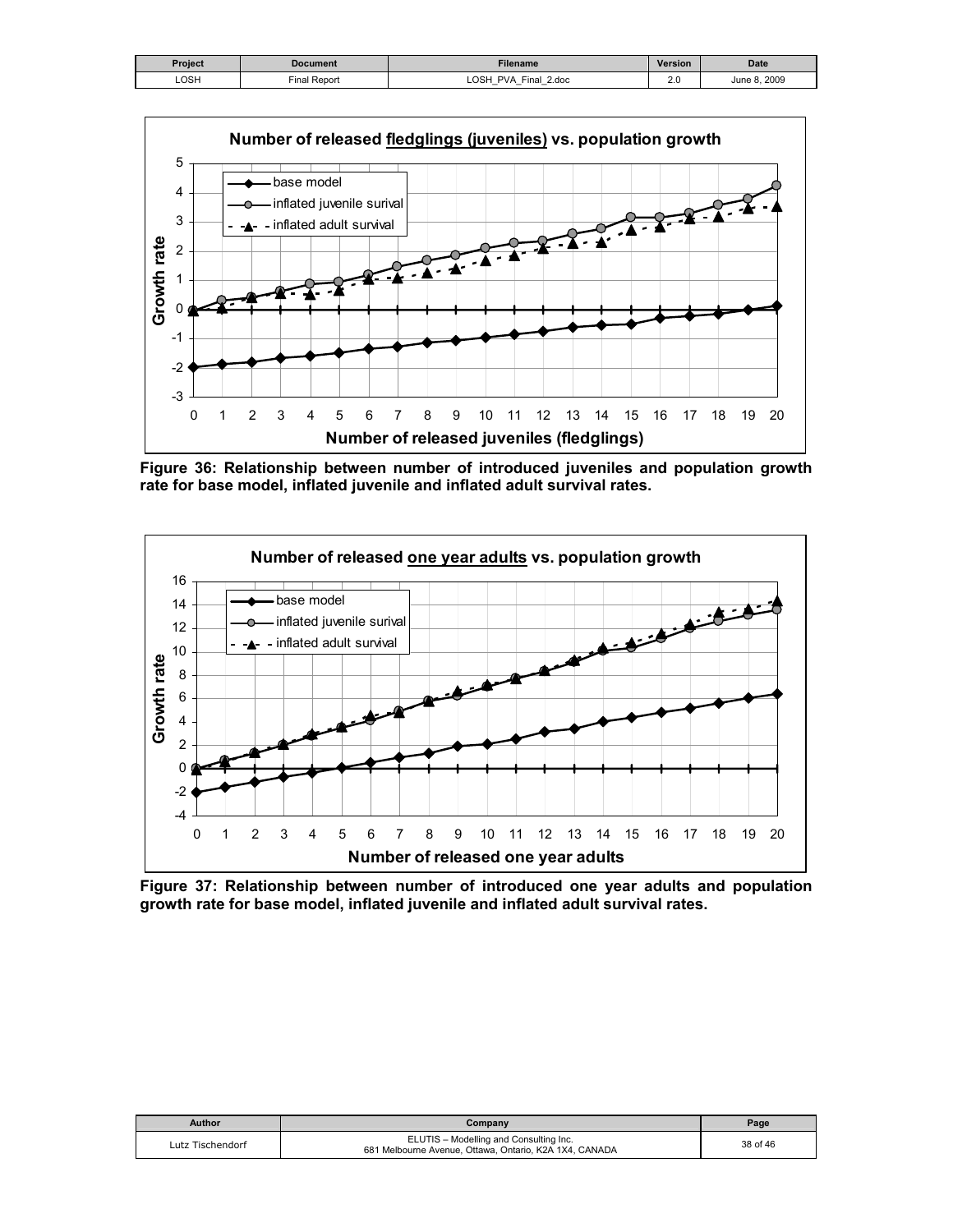Figure 36: Relationship between number of introduced juveniles and population growth rate for base model, inflated juvenile and inflated adult survival rates.

Figure 37: Relationship between number of introduced one year adults and population growth rate for base model, inflated juvenile and inflated adult survival rates.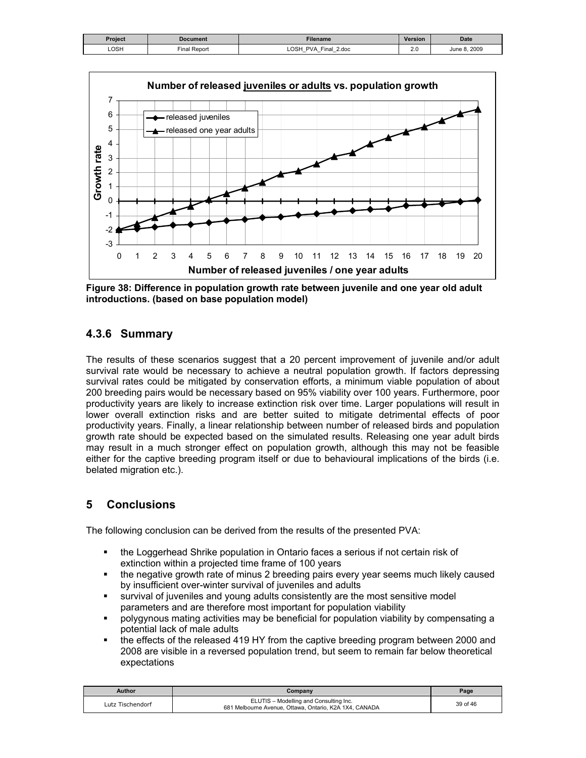Figure 38: Difference in population growth rate between juvenile and one year old adult introductions. (based on base population model)

### 4.3.6 Summary

The results of these scenarios suggest that a 20 percent improvement of juvenile and/or adult survival rate would be necessary to achieve a neutral population growth. If factors depressing survival rates could be mitigated by conservation efforts, a minimum viable population of about 200 breeding pairs would be necessary based on 95% viability over 100 years. Furthermore, poor productivity years are likely to increase extinction risk over time. Larger populations will result in lower overall extinction risks and are better suited to mitigate detrimental effects of poor productivity years. Finally, a linear relationship between number of released birds and population growth rate should be expected based on the simulated results. Releasing one year adult birds may result in a much stronger effect on population growth, although this may not be feasible either for the captive breeding program itself or due to behavioural implications of the birds (i.e. belated migration etc.).

## 5 Conclusions

The following conclusion can be derived from the results of the presented PVA:

- the Loggerhead Shrike population in Ontario faces a serious if not certain risk of extinction within a projected time frame of 100 years
- the negative growth rate of minus 2 breeding pairs every year seems much likely caused by insufficient over-winter survival of juveniles and adults
- survival of juveniles and young adults consistently are the most sensitive model parameters and are therefore most important for population viability
- polygynous mating activities may be beneficial for population viability by compensating a potential lack of male adults
- the effects of the released 419 HY from the captive breeding program between 2000 and 2008 are visible in a reversed population trend, but seem to remain far below theoretical expectations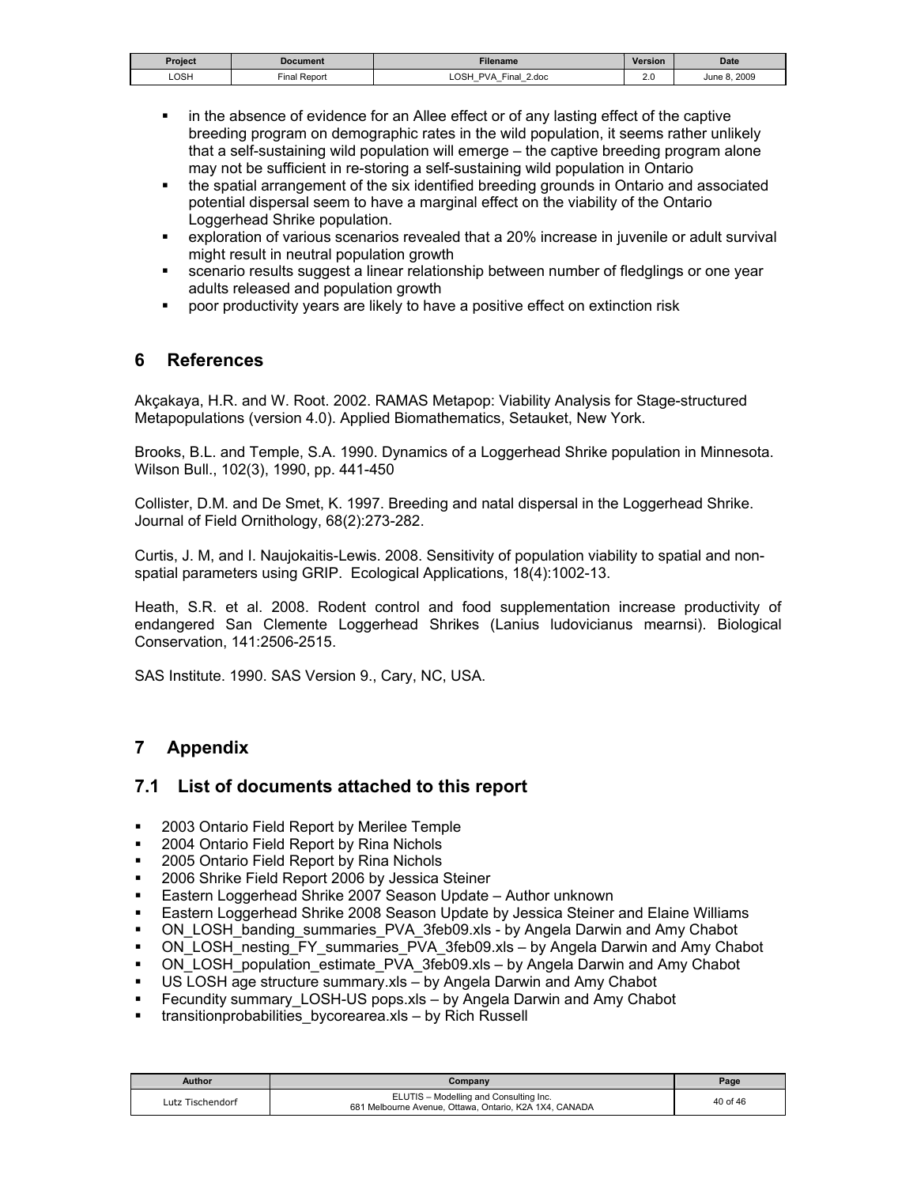- in the absence of evidence for an Allee effect or of any lasting effect of the captive breeding program on demographic rates in the wild population, it seems rather unlikely that a self-sustaining wild population will emerge – the captive breeding program alone may not be sufficient in re-storing a self-sustaining wild population in Ontario
- the spatial arrangement of the six identified breeding grounds in Ontario and associated potential dispersal seem to have a marginal effect on the viability of the Ontario Loggerhead Shrike population.
- exploration of various scenarios revealed that a 20% increase in juvenile or adult survival might result in neutral population growth
- scenario results suggest a linear relationship between number of fledglings or one year adults released and population growth
- poor productivity years are likely to have a positive effect on extinction risk

# 6 References

Akçakaya, H.R. and W. Root. 2002. RAMAS Metapop: Viability Analysis for Stage-structured Metapopulations (version 4.0). Applied Biomathematics, Setauket, New York.

Brooks, B.L. and Temple, S.A. 1990. Dynamics of a Loggerhead Shrike population in Minnesota. Wilson Bull., 102(3), 1990, pp. 441-450

Collister, D.M. and De Smet, K. 1997. Breeding and natal dispersal in the Loggerhead Shrike. Journal of Field Ornithology, 68(2):273-282.

Curtis, J. M, and I. Naujokaitis-Lewis. 2008. Sensitivity of population viability to spatial and non-spatial parameters using GRIP. Ecological Applications, 18(4):1002-13.

Heath, S.R. et al. 2008. Rodent control and food supplementation increase productivity of endangered San Clemente Loggerhead Shrikes (Lanius ludovicianus mearnsi). Biological Conservation, 141:2506-2515.

SAS Institute. 1990. SAS Version 9., Cary, NC, USA.

# 7 Appendix

## 7.1 List of documents attached to this report

- 2003 Ontario Field Report by Merilee Temple
- 2004 Ontario Field Report by Rina Nichols
- 2005 Ontario Field Report by Rina Nichols
- 2006 Shrike Field Report 2006 by Jessica Steiner
- Eastern Loggerhead Shrike 2007 Season Update – Author unknown
- Eastern Loggerhead Shrike 2008 Season Update by Jessica Steiner and Elaine Williams
- ON_LOSH_banding_summaries_PVA_3feb09.xls - by Angela Darwin and Amy Chabot
- ON_LOSH_nesting_FY_summaries_PVA_3feb09.xls – by Angela Darwin and Amy Chabot
- ON_LOSH_population_estimate_PVA_3feb09.xls – by Angela Darwin and Amy Chabot
- US LOSH age structure summary.xls – by Angela Darwin and Amy Chabot
- Fecundity summary_LOSH-US pops.xls – by Angela Darwin and Amy Chabot
- transitionprobabilities_bycorearea.xls – by Rich Russell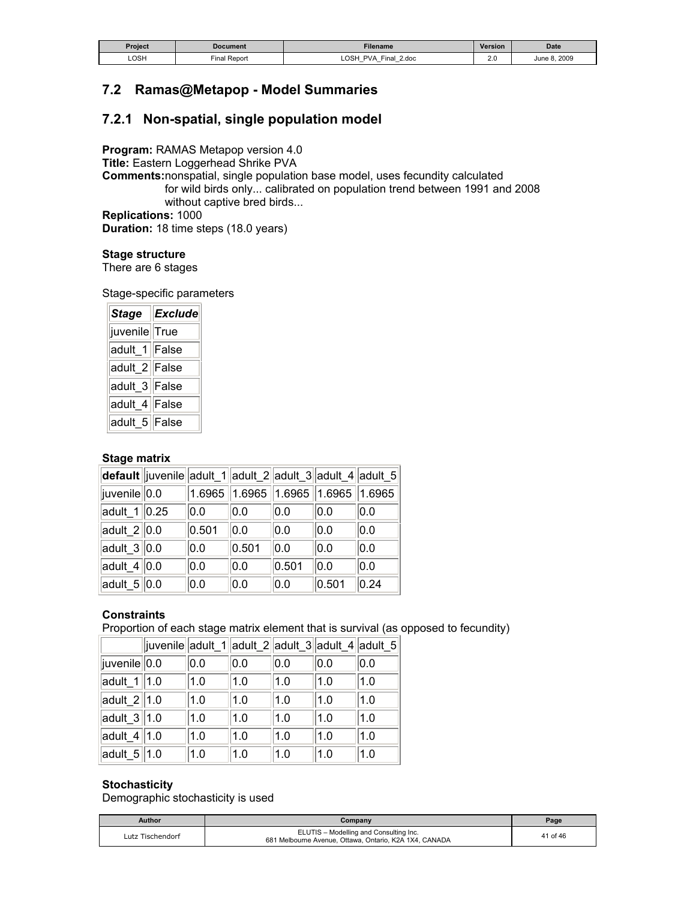## 7.2 Ramas@Metapop - Model Summaries

### 7.2.1 Non-spatial, single population model

**Program:** RAMAS Metapop version 4.0
**Title:** Eastern Loggerhead Shrike PVA
**Comments:** nonspatial, single population base model, uses fecundity calculated for wild birds only... calibrated on population trend between 1991 and 2008 without captive bred birds...
**Replications:** 1000
**Duration:** 18 time steps (18.0 years)

**Stage structure**
There are 6 stages

Stage-specific parameters

| *Stage* | *Exclude* |
|---|---|
| juvenile | True |
| adult_1 | False |
| adult_2 | False |
| adult_3 | False |
| adult_4 | False |
| adult_5 | False |

**Stage matrix**

| **default** | juvenile | adult_1 | adult_2 | adult_3 | adult_4 | adult_5 |
|---|---|---|---|---|---|---|
| juvenile | 0.0 | 1.6965 | 1.6965 | 1.6965 | 1.6965 | 1.6965 |
| adult_1 | 0.25 | 0.0 | 0.0 | 0.0 | 0.0 | 0.0 |
| adult_2 | 0.0 | 0.501 | 0.0 | 0.0 | 0.0 | 0.0 |
| adult_3 | 0.0 | 0.0 | 0.501 | 0.0 | 0.0 | 0.0 |
| adult_4 | 0.0 | 0.0 | 0.0 | 0.501 | 0.0 | 0.0 |
| adult_5 | 0.0 | 0.0 | 0.0 | 0.0 | 0.501 | 0.24 |

**Constraints**
Proportion of each stage matrix element that is survival (as opposed to fecundity)

| | juvenile | adult_1 | adult_2 | adult_3 | adult_4 | adult_5 |
|---|---|---|---|---|---|---|
| juvenile | 0.0 | 0.0 | 0.0 | 0.0 | 0.0 | 0.0 |
| adult_1 | 1.0 | 1.0 | 1.0 | 1.0 | 1.0 | 1.0 |
| adult_2 | 1.0 | 1.0 | 1.0 | 1.0 | 1.0 | 1.0 |
| adult_3 | 1.0 | 1.0 | 1.0 | 1.0 | 1.0 | 1.0 |
| adult_4 | 1.0 | 1.0 | 1.0 | 1.0 | 1.0 | 1.0 |
| adult_5 | 1.0 | 1.0 | 1.0 | 1.0 | 1.0 | 1.0 |

**Stochasticity**
Demographic stochasticity is used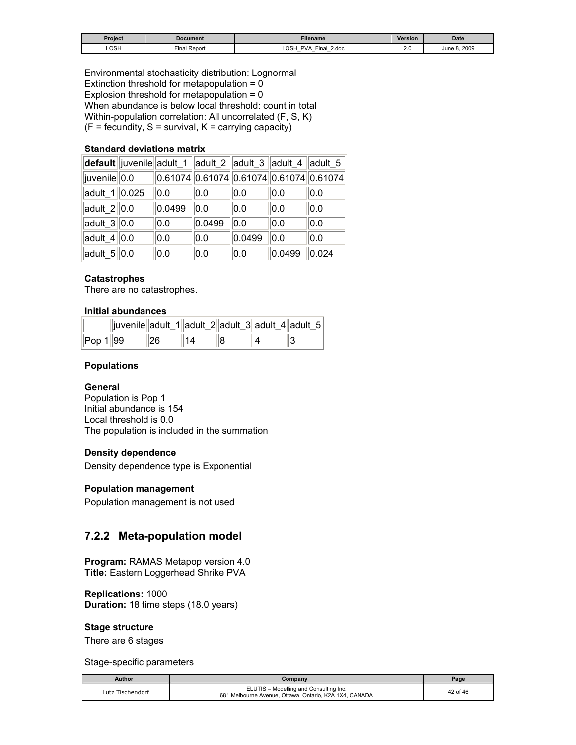Environmental stochasticity distribution: Lognormal
Extinction threshold for metapopulation = 0
Explosion threshold for metapopulation = 0
When abundance is below local threshold: count in total
Within-population correlation: All uncorrelated (F, S, K)
(F = fecundity, S = survival, K = carrying capacity)

**Standard deviations matrix**

| **default** | juvenile | adult_1 | adult_2 | adult_3 | adult_4 | adult_5 |
|---|---|---|---|---|---|---|
| juvenile | 0.0 | 0.61074 | 0.61074 | 0.61074 | 0.61074 | 0.61074 |
| adult_1 | 0.025 | 0.0 | 0.0 | 0.0 | 0.0 | 0.0 |
| adult_2 | 0.0 | 0.0499 | 0.0 | 0.0 | 0.0 | 0.0 |
| adult_3 | 0.0 | 0.0 | 0.0499 | 0.0 | 0.0 | 0.0 |
| adult_4 | 0.0 | 0.0 | 0.0 | 0.0499 | 0.0 | 0.0 |
| adult_5 | 0.0 | 0.0 | 0.0 | 0.0 | 0.0499 | 0.024 |

**Catastrophes**
There are no catastrophes.

**Initial abundances**

| | juvenile | adult_1 | adult_2 | adult_3 | adult_4 | adult_5 |
|---|---|---|---|---|---|---|
| Pop 1 | 99 | 26 | 14 | 8 | 4 | 3 |

**Populations**

**General**
Population is Pop 1
Initial abundance is 154
Local threshold is 0.0
The population is included in the summation

**Density dependence**

Density dependence type is Exponential

**Population management**

Population management is not used

## 7.2.2 Meta-population model

**Program:** RAMAS Metapop version 4.0
**Title:** Eastern Loggerhead Shrike PVA

**Replications:** 1000
**Duration:** 18 time steps (18.0 years)

**Stage structure**

There are 6 stages

Stage-specific parameters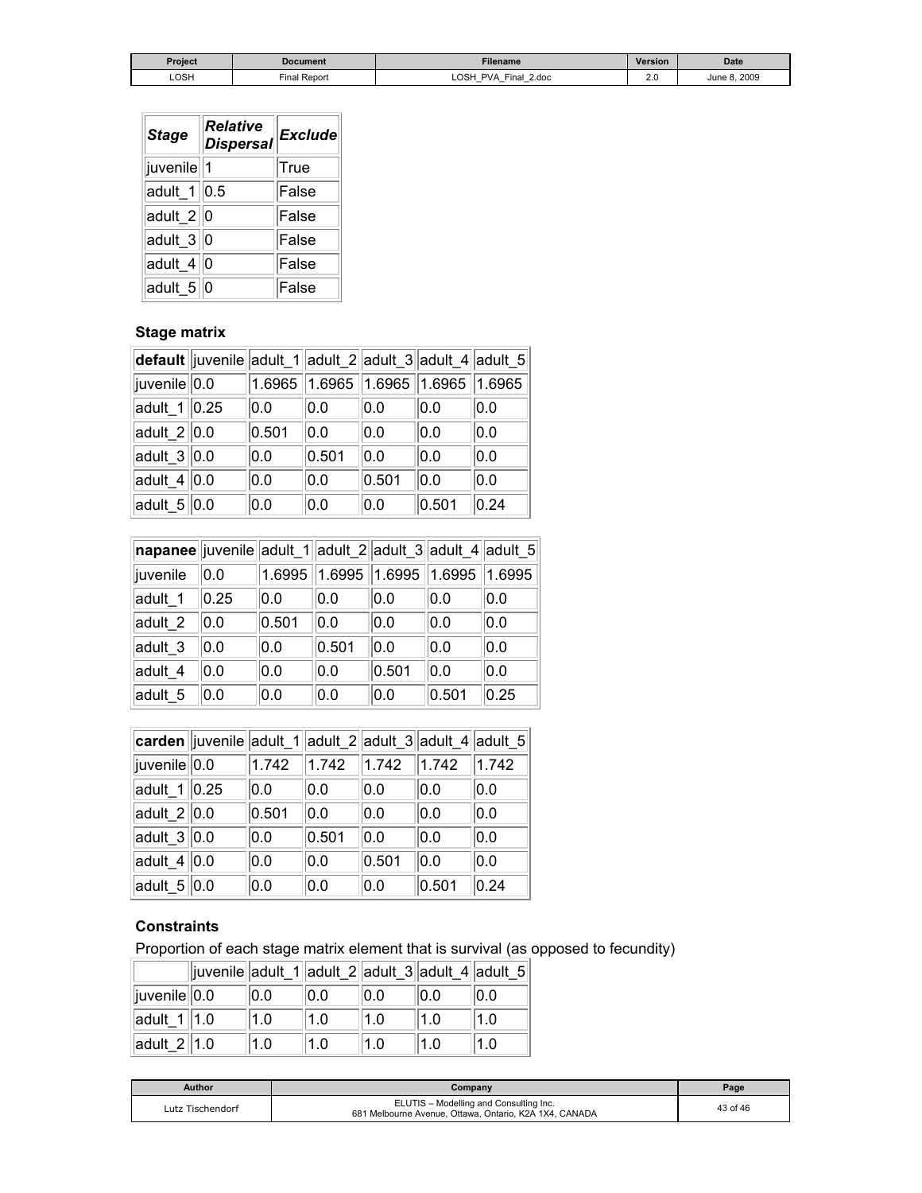| *Stage* | *Relative Dispersal* | *Exclude* |
|---|---|---|
| juvenile | 1 | True |
| adult_1 | 0.5 | False |
| adult_2 | 0 | False |
| adult_3 | 0 | False |
| adult_4 | 0 | False |
| adult_5 | 0 | False |

### Stage matrix

| **default** | juvenile | adult_1 | adult_2 | adult_3 | adult_4 | adult_5 |
|---|---|---|---|---|---|---|
| juvenile | 0.0 | 1.6965 | 1.6965 | 1.6965 | 1.6965 | 1.6965 |
| adult_1 | 0.25 | 0.0 | 0.0 | 0.0 | 0.0 | 0.0 |
| adult_2 | 0.0 | 0.501 | 0.0 | 0.0 | 0.0 | 0.0 |
| adult_3 | 0.0 | 0.0 | 0.501 | 0.0 | 0.0 | 0.0 |
| adult_4 | 0.0 | 0.0 | 0.0 | 0.501 | 0.0 | 0.0 |
| adult_5 | 0.0 | 0.0 | 0.0 | 0.0 | 0.501 | 0.24 |

| **napanee** | juvenile | adult_1 | adult_2 | adult_3 | adult_4 | adult_5 |
|---|---|---|---|---|---|---|
| juvenile | 0.0 | 1.6995 | 1.6995 | 1.6995 | 1.6995 | 1.6995 |
| adult_1 | 0.25 | 0.0 | 0.0 | 0.0 | 0.0 | 0.0 |
| adult_2 | 0.0 | 0.501 | 0.0 | 0.0 | 0.0 | 0.0 |
| adult_3 | 0.0 | 0.0 | 0.501 | 0.0 | 0.0 | 0.0 |
| adult_4 | 0.0 | 0.0 | 0.0 | 0.501 | 0.0 | 0.0 |
| adult_5 | 0.0 | 0.0 | 0.0 | 0.0 | 0.501 | 0.25 |

| **carden** | juvenile | adult_1 | adult_2 | adult_3 | adult_4 | adult_5 |
|---|---|---|---|---|---|---|
| juvenile | 0.0 | 1.742 | 1.742 | 1.742 | 1.742 | 1.742 |
| adult_1 | 0.25 | 0.0 | 0.0 | 0.0 | 0.0 | 0.0 |
| adult_2 | 0.0 | 0.501 | 0.0 | 0.0 | 0.0 | 0.0 |
| adult_3 | 0.0 | 0.0 | 0.501 | 0.0 | 0.0 | 0.0 |
| adult_4 | 0.0 | 0.0 | 0.0 | 0.501 | 0.0 | 0.0 |
| adult_5 | 0.0 | 0.0 | 0.0 | 0.0 | 0.501 | 0.24 |

### Constraints

Proportion of each stage matrix element that is survival (as opposed to fecundity)

| | juvenile | adult_1 | adult_2 | adult_3 | adult_4 | adult_5 |
|---|---|---|---|---|---|---|
| juvenile | 0.0 | 0.0 | 0.0 | 0.0 | 0.0 | 0.0 |
| adult_1 | 1.0 | 1.0 | 1.0 | 1.0 | 1.0 | 1.0 |
| adult_2 | 1.0 | 1.0 | 1.0 | 1.0 | 1.0 | 1.0 |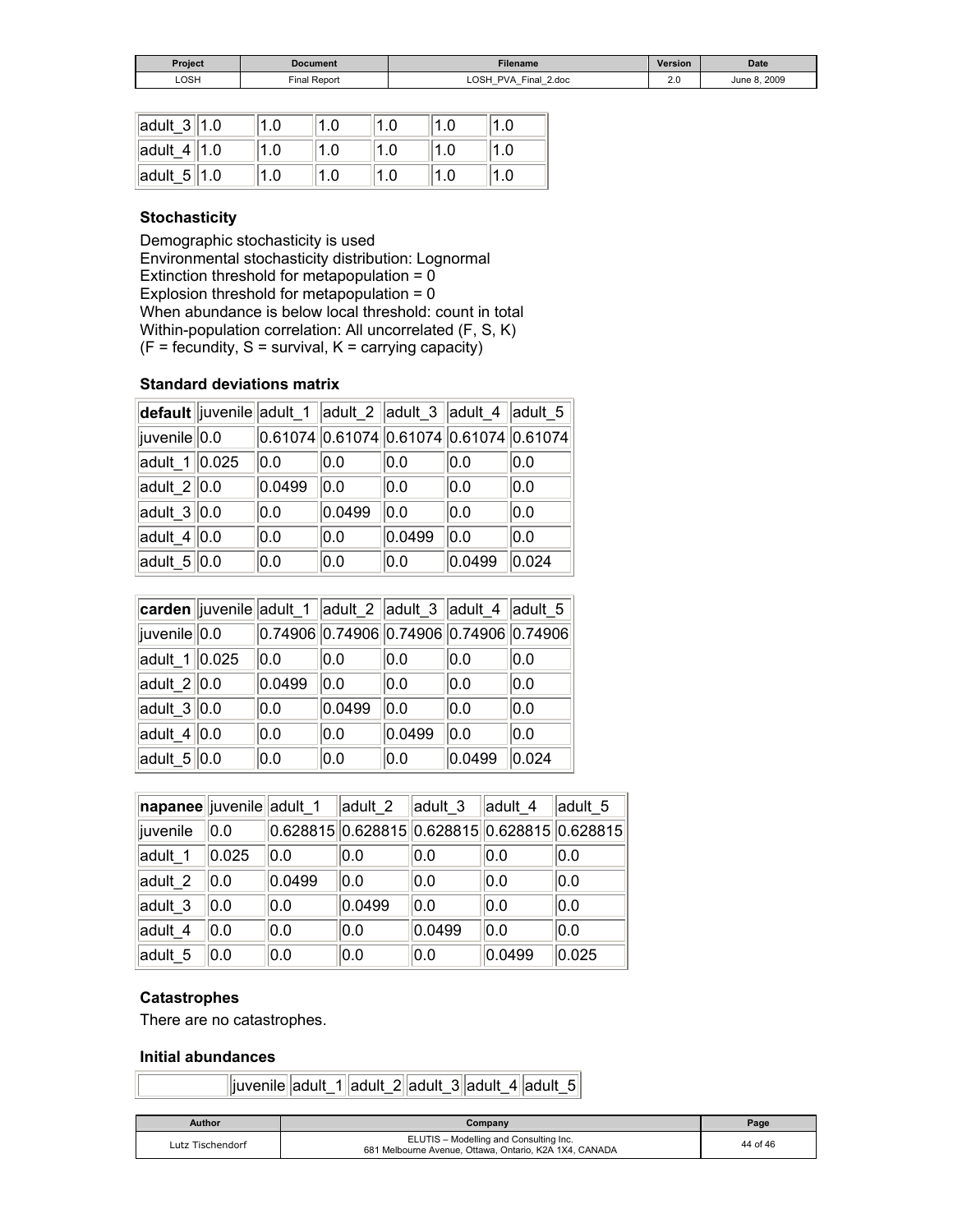| adult_3 | 1.0 | 1.0 | 1.0 | 1.0 | 1.0 | 1.0 |
|---|---|---|---|---|---|---|
| adult_4 | 1.0 | 1.0 | 1.0 | 1.0 | 1.0 | 1.0 |
| adult_5 | 1.0 | 1.0 | 1.0 | 1.0 | 1.0 | 1.0 |

### Stochasticity

Demographic stochasticity is used
Environmental stochasticity distribution: Lognormal
Extinction threshold for metapopulation = 0
Explosion threshold for metapopulation = 0
When abundance is below local threshold: count in total
Within-population correlation: All uncorrelated (F, S, K)
(F = fecundity, S = survival, K = carrying capacity)

### Standard deviations matrix

| **default** | juvenile | adult_1 | adult_2 | adult_3 | adult_4 | adult_5 |
|---|---|---|---|---|---|---|
| juvenile | 0.0 | 0.61074 | 0.61074 | 0.61074 | 0.61074 | 0.61074 |
| adult_1 | 0.025 | 0.0 | 0.0 | 0.0 | 0.0 | 0.0 |
| adult_2 | 0.0 | 0.0499 | 0.0 | 0.0 | 0.0 | 0.0 |
| adult_3 | 0.0 | 0.0 | 0.0499 | 0.0 | 0.0 | 0.0 |
| adult_4 | 0.0 | 0.0 | 0.0 | 0.0499 | 0.0 | 0.0 |
| adult_5 | 0.0 | 0.0 | 0.0 | 0.0 | 0.0499 | 0.024 |

| **carden** | juvenile | adult_1 | adult_2 | adult_3 | adult_4 | adult_5 |
|---|---|---|---|---|---|---|
| juvenile | 0.0 | 0.74906 | 0.74906 | 0.74906 | 0.74906 | 0.74906 |
| adult_1 | 0.025 | 0.0 | 0.0 | 0.0 | 0.0 | 0.0 |
| adult_2 | 0.0 | 0.0499 | 0.0 | 0.0 | 0.0 | 0.0 |
| adult_3 | 0.0 | 0.0 | 0.0499 | 0.0 | 0.0 | 0.0 |
| adult_4 | 0.0 | 0.0 | 0.0 | 0.0499 | 0.0 | 0.0 |
| adult_5 | 0.0 | 0.0 | 0.0 | 0.0 | 0.0499 | 0.024 |

| **napanee** | juvenile | adult_1 | adult_2 | adult_3 | adult_4 | adult_5 |
|---|---|---|---|---|---|---|
| juvenile | 0.0 | 0.628815 | 0.628815 | 0.628815 | 0.628815 | 0.628815 |
| adult_1 | 0.025 | 0.0 | 0.0 | 0.0 | 0.0 | 0.0 |
| adult_2 | 0.0 | 0.0499 | 0.0 | 0.0 | 0.0 | 0.0 |
| adult_3 | 0.0 | 0.0 | 0.0499 | 0.0 | 0.0 | 0.0 |
| adult_4 | 0.0 | 0.0 | 0.0 | 0.0499 | 0.0 | 0.0 |
| adult_5 | 0.0 | 0.0 | 0.0 | 0.0 | 0.0499 | 0.025 |

### Catastrophes

There are no catastrophes.

### Initial abundances

| | juvenile | adult_1 | adult_2 | adult_3 | adult_4 | adult_5 |
|---|---|---|---|---|---|---|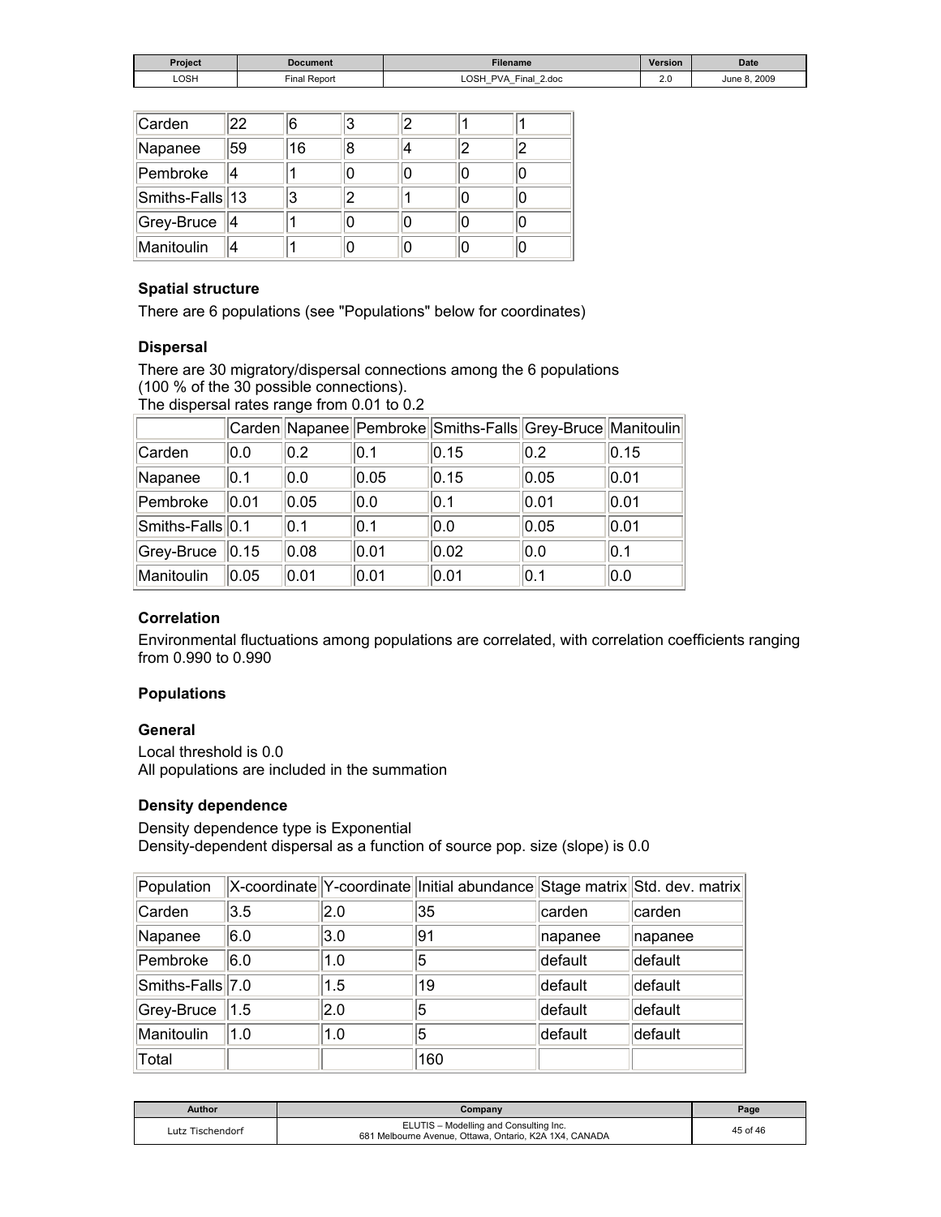| Carden | 22 | 6 | 3 | 2 | 1 | 1 |
|---|---|---|---|---|---|---|
| Napanee | 59 | 16 | 8 | 4 | 2 | 2 |
| Pembroke | 4 | 1 | 0 | 0 | 0 | 0 |
| Smiths-Falls | 13 | 3 | 2 | 1 | 0 | 0 |
| Grey-Bruce | 4 | 1 | 0 | 0 | 0 | 0 |
| Manitoulin | 4 | 1 | 0 | 0 | 0 | 0 |

### Spatial structure

There are 6 populations (see "Populations" below for coordinates)

### Dispersal

There are 30 migratory/dispersal connections among the 6 populations
(100 % of the 30 possible connections).
The dispersal rates range from 0.01 to 0.2

| | Carden | Napanee | Pembroke | Smiths-Falls | Grey-Bruce | Manitoulin |
|---|---|---|---|---|---|---|
| Carden | 0.0 | 0.2 | 0.1 | 0.15 | 0.2 | 0.15 |
| Napanee | 0.1 | 0.0 | 0.05 | 0.15 | 0.05 | 0.01 |
| Pembroke | 0.01 | 0.05 | 0.0 | 0.1 | 0.01 | 0.01 |
| Smiths-Falls | 0.1 | 0.1 | 0.1 | 0.0 | 0.05 | 0.01 |
| Grey-Bruce | 0.15 | 0.08 | 0.01 | 0.02 | 0.0 | 0.1 |
| Manitoulin | 0.05 | 0.01 | 0.01 | 0.01 | 0.1 | 0.0 |

### Correlation

Environmental fluctuations among populations are correlated, with correlation coefficients ranging from 0.990 to 0.990

### Populations

### General

Local threshold is 0.0
All populations are included in the summation

### Density dependence

Density dependence type is Exponential
Density-dependent dispersal as a function of source pop. size (slope) is 0.0

| Population | X-coordinate | Y-coordinate | Initial abundance | Stage matrix | Std. dev. matrix |
|---|---|---|---|---|---|
| Carden | 3.5 | 2.0 | 35 | carden | carden |
| Napanee | 6.0 | 3.0 | 91 | napanee | napanee |
| Pembroke | 6.0 | 1.0 | 5 | default | default |
| Smiths-Falls | 7.0 | 1.5 | 19 | default | default |
| Grey-Bruce | 1.5 | 2.0 | 5 | default | default |
| Manitoulin | 1.0 | 1.0 | 5 | default | default |
| Total | | | 160 | | |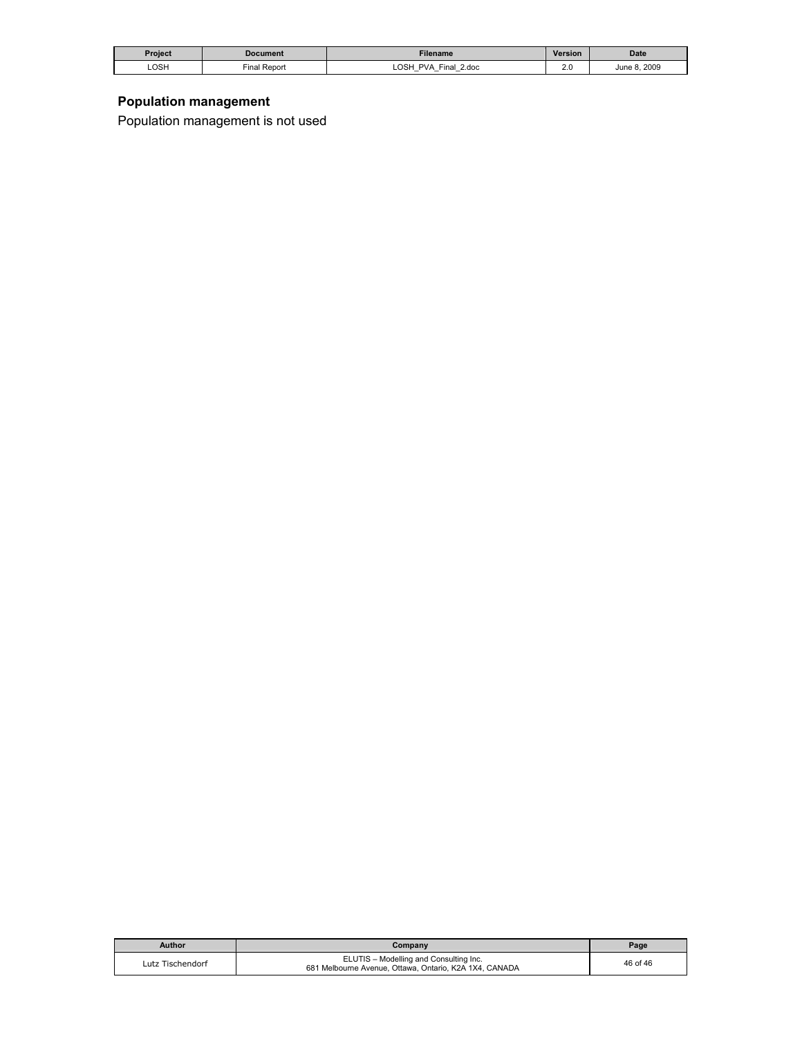### Population management

Population management is not used